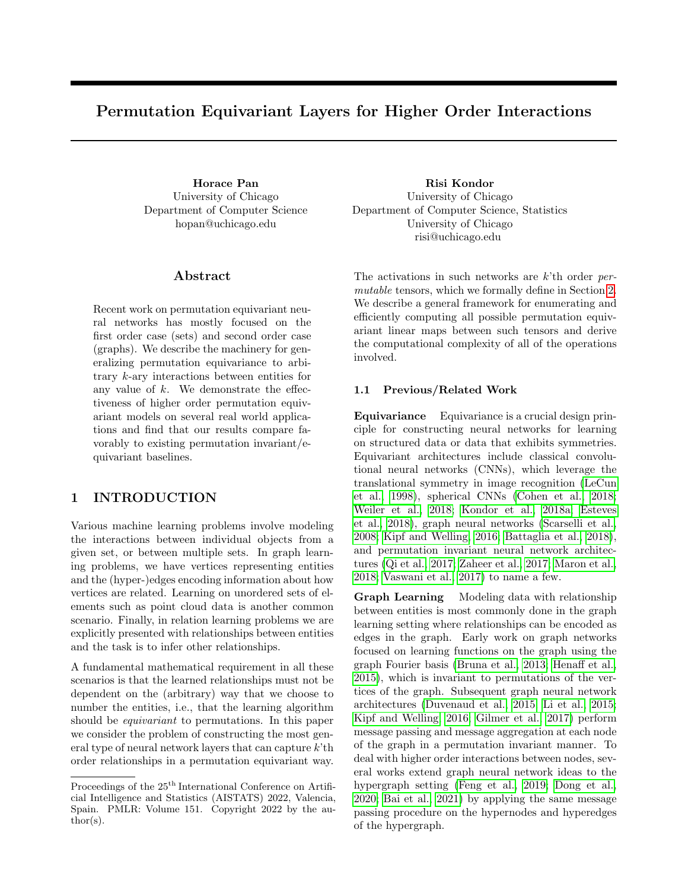# Permutation Equivariant Layers for Higher Order Interactions

**Horace Pan**
University of Chicago
Department of Computer Science
hopan@uchicago.edu

**Risi Kondor**
University of Chicago
Department of Computer Science, Statistics
University of Chicago
risi@uchicago.edu

## Abstract

Recent work on permutation equivariant neural networks has mostly focused on the first order case (sets) and second order case (graphs). We describe the machinery for generalizing permutation equivariance to arbitrary $k$-ary interactions between entities for any value of $k$. We demonstrate the effectiveness of higher order permutation equivariant models on several real world applications and find that our results compare favorably to existing permutation invariant/equivariant baselines.

## 1 INTRODUCTION

Various machine learning problems involve modeling the interactions between individual objects from a given set, or between multiple sets. In graph learning problems, we have vertices representing entities and the (hyper-)edges encoding information about how vertices are related. Learning on unordered sets of elements such as point cloud data is another common scenario. Finally, in relation learning problems we are explicitly presented with relationships between entities and the task is to infer other relationships.

A fundamental mathematical requirement in all these scenarios is that the learned relationships must not be dependent on the (arbitrary) way that we choose to number the entities, i.e., that the learning algorithm should be *equivariant* to permutations. In this paper we consider the problem of constructing the most general type of neural network layers that can capture $k$'th order relationships in a permutation equivariant way. The activations in such networks are $k$'th order *permutable* tensors, which we formally define in Section 2. We describe a general framework for enumerating and efficiently computing all possible permutation equivariant linear maps between such tensors and derive the computational complexity of all of the operations involved.

### 1.1 Previous/Related Work

**Equivariance** Equivariance is a crucial design principle for constructing neural networks for learning on structured data or data that exhibits symmetries. Equivariant architectures include classical convolutional neural networks (CNNs), which leverage the translational symmetry in image recognition (LeCun et al., 1998), spherical CNNs (Cohen et al., 2018; Weiler et al., 2018; Kondor et al., 2018a; Esteves et al., 2018), graph neural networks (Scarselli et al., 2008; Kipf and Welling, 2016; Battaglia et al., 2018), and permutation invariant neural network architectures (Qi et al., 2017; Zaheer et al., 2017; Maron et al., 2018; Vaswani et al., 2017) to name a few.

**Graph Learning** Modeling data with relationship between entities is most commonly done in the graph learning setting where relationships can be encoded as edges in the graph. Early work on graph networks focused on learning functions on the graph using the graph Fourier basis (Bruna et al., 2013; Henaff et al., 2015), which is invariant to permutations of the vertices of the graph. Subsequent graph neural network architectures (Duvenaud et al., 2015; Li et al., 2015; Kipf and Welling, 2016; Gilmer et al., 2017) perform message passing and message aggregation at each node of the graph in a permutation invariant manner. To deal with higher order interactions between nodes, several works extend graph neural network ideas to the hypergraph setting (Feng et al., 2019; Dong et al., 2020; Bai et al., 2021) by applying the same message passing procedure on the hypernodes and hyperedges of the hypergraph.

Proceedings of the 25th International Conference on Artificial Intelligence and Statistics (AISTATS) 2022, Valencia, Spain. PMLR: Volume 151. Copyright 2022 by the author(s).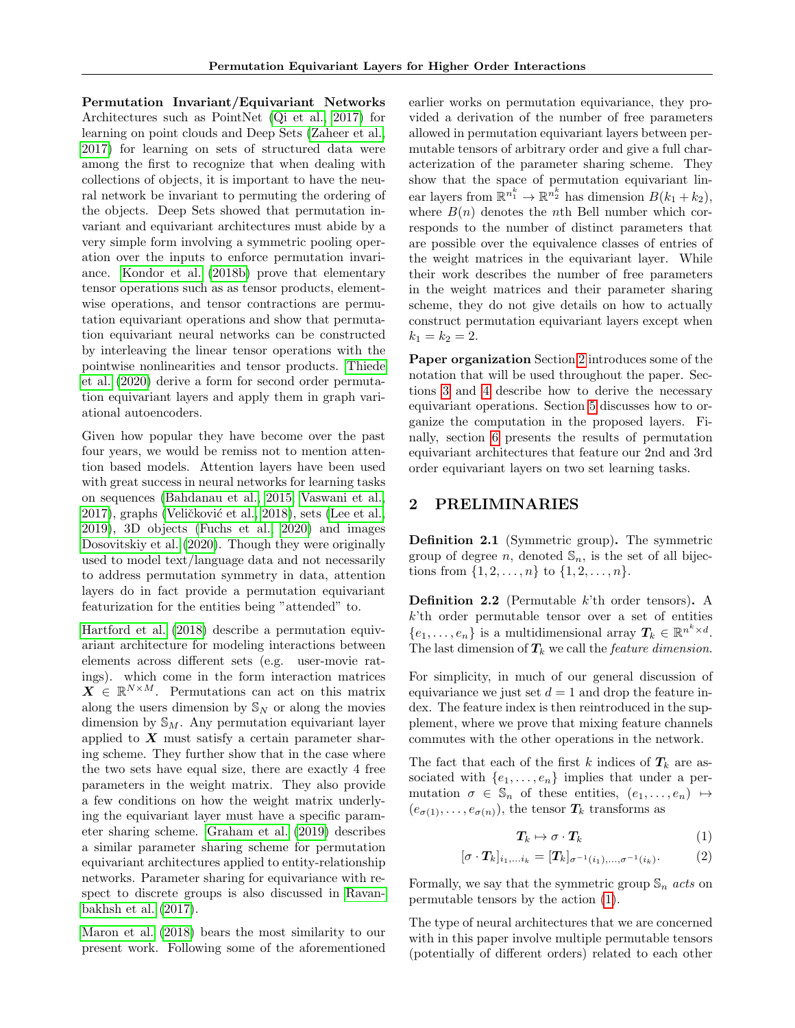**Permutation Invariant/Equivariant Networks** Architectures such as PointNet (Qi et al., 2017) for learning on point clouds and Deep Sets (Zaheer et al., 2017) for learning on sets of structured data were among the first to recognize that when dealing with collections of objects, it is important to have the neural network be invariant to permuting the ordering of the objects. Deep Sets showed that permutation invariant and equivariant architectures must abide by a very simple form involving a symmetric pooling operation over the inputs to enforce permutation invariance. Kondor et al. (2018b) prove that elementary tensor operations such as as tensor products, elementwise operations, and tensor contractions are permutation equivariant operations and show that permutation equivariant neural networks can be constructed by interleaving the linear tensor operations with the pointwise nonlinearities and tensor products. Thiede et al. (2020) derive a form for second order permutation equivariant layers and apply them in graph variational autoencoders.

Given how popular they have become over the past four years, we would be remiss not to mention attention based models. Attention layers have been used with great success in neural networks for learning tasks on sequences (Bahdanau et al., 2015; Vaswani et al., 2017), graphs (Veličković et al., 2018), sets (Lee et al., 2019), 3D objects (Fuchs et al., 2020) and images Dosovitskiy et al. (2020). Though they were originally used to model text/language data and not necessarily to address permutation symmetry in data, attention layers do in fact provide a permutation equivariant featurization for the entities being "attended" to.

Hartford et al. (2018) describe a permutation equivariant architecture for modeling interactions between elements across different sets (e.g. user-movie ratings). which come in the form interaction matrices $\boldsymbol{X} \in \mathbb{R}^{N \times M}$. Permutations can act on this matrix along the users dimension by $\mathbb{S}_N$ or along the movies dimension by $\mathbb{S}_M$. Any permutation equivariant layer applied to $\boldsymbol{X}$ must satisfy a certain parameter sharing scheme. They further show that in the case where the two sets have equal size, there are exactly 4 free parameters in the weight matrix. They also provide a few conditions on how the weight matrix underlying the equivariant layer must have a specific parameter sharing scheme. Graham et al. (2019) describes a similar parameter sharing scheme for permutation equivariant architectures applied to entity-relationship networks. Parameter sharing for equivariance with respect to discrete groups is also discussed in Ravanbakhsh et al. (2017).

Maron et al. (2018) bears the most similarity to our present work. Following some of the aforementioned earlier works on permutation equivariance, they provided a derivation of the number of free parameters allowed in permutation equivariant layers between permutable tensors of arbitrary order and give a full characterization of the parameter sharing scheme. They show that the space of permutation equivariant linear layers from $\mathbb{R}^{n_1^k} \to \mathbb{R}^{n_2^k}$ has dimension $B(k_1 + k_2)$, where $B(n)$ denotes the $n$th Bell number which corresponds to the number of distinct parameters that are possible over the equivalence classes of entries of the weight matrices in the equivariant layer. While their work describes the number of free parameters in the weight matrices and their parameter sharing scheme, they do not give details on how to actually construct permutation equivariant layers except when $k_1 = k_2 = 2$.

**Paper organization** Section 2 introduces some of the notation that will be used throughout the paper. Sections 3 and 4 describe how to derive the necessary equivariant operations. Section 5 discusses how to organize the computation in the proposed layers. Finally, section 6 presents the results of permutation equivariant architectures that feature our 2nd and 3rd order equivariant layers on two set learning tasks.

## 2 PRELIMINARIES

**Definition 2.1** (Symmetric group)**.** The symmetric group of degree $n$, denoted $\mathbb{S}_n$, is the set of all bijections from $\{1, 2, \ldots, n\}$ to $\{1, 2, \ldots, n\}$.

**Definition 2.2** (Permutable $k$'th order tensors)**.** A $k$'th order permutable tensor over a set of entities $\{e_1, \ldots, e_n\}$ is a multidimensional array $\boldsymbol{T}_k \in \mathbb{R}^{n^k \times d}$. The last dimension of $\boldsymbol{T}_k$ we call the *feature dimension*.

For simplicity, in much of our general discussion of equivariance we just set $d = 1$ and drop the feature index. The feature index is then reintroduced in the supplement, where we prove that mixing feature channels commutes with the other operations in the network.

The fact that each of the first $k$ indices of $\boldsymbol{T}_k$ are associated with $\{e_1, \ldots, e_n\}$ implies that under a permutation $\sigma \in \mathbb{S}_n$ of these entities, $(e_1, \ldots, e_n) \mapsto (e_{\sigma(1)}, \ldots, e_{\sigma(n)})$, the tensor $\boldsymbol{T}_k$ transforms as

$$\boldsymbol{T}_k \mapsto \sigma \cdot \boldsymbol{T}_k \tag{1}$$

$$[\sigma \cdot \boldsymbol{T}_k]_{i_1, \ldots i_k} = [\boldsymbol{T}_k]_{\sigma^{-1}(i_1), \ldots, \sigma^{-1}(i_k)}. \tag{2}$$

Formally, we say that the symmetric group $\mathbb{S}_n$ *acts* on permutable tensors by the action (1).

The type of neural architectures that we are concerned with in this paper involve multiple permutable tensors (potentially of different orders) related to each other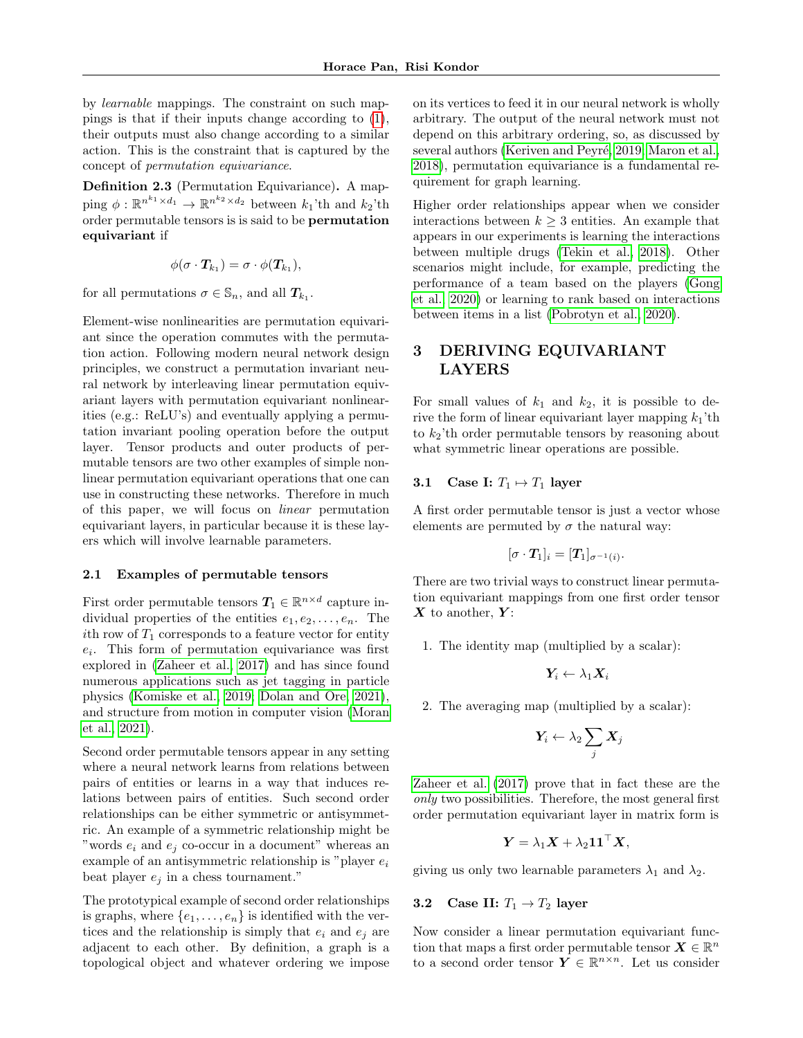by *learnable* mappings. The constraint on such mappings is that if their inputs change according to (1), their outputs must also change according to a similar action. This is the constraint that is captured by the concept of *permutation equivariance.*

**Definition 2.3** (Permutation Equivariance)**.** A mapping $\phi : \mathbb{R}^{n^{k_1} \times d_1} \to \mathbb{R}^{n^{k_2} \times d_2}$ between $k_1$'th and $k_2$'th order permutable tensors is is said to be **permutation equivariant** if

$$\phi(\sigma \cdot \boldsymbol{T}_{k_1}) = \sigma \cdot \phi(\boldsymbol{T}_{k_1}),$$

for all permutations $\sigma \in \mathbb{S}_n$, and all $\boldsymbol{T}_{k_1}$.

Element-wise nonlinearities are permutation equivariant since the operation commutes with the permutation action. Following modern neural network design principles, we construct a permutation invariant neural network by interleaving linear permutation equivariant layers with permutation equivariant nonlinearities (e.g.: ReLU's) and eventually applying a permutation invariant pooling operation before the output layer. Tensor products and outer products of permutable tensors are two other examples of simple nonlinear permutation equivariant operations that one can use in constructing these networks. Therefore in much of this paper, we will focus on *linear* permutation equivariant layers, in particular because it is these layers which will involve learnable parameters.

### 2.1 Examples of permutable tensors

First order permutable tensors $\boldsymbol{T}_1 \in \mathbb{R}^{n \times d}$ capture individual properties of the entities $e_1, e_2, \ldots, e_n$. The $i$th row of $T_1$ corresponds to a feature vector for entity $e_i$. This form of permutation equivariance was first explored in (Zaheer et al., 2017) and has since found numerous applications such as jet tagging in particle physics (Komiske et al., 2019; Dolan and Ore, 2021), and structure from motion in computer vision (Moran et al., 2021).

Second order permutable tensors appear in any setting where a neural network learns from relations between pairs of entities or learns in a way that induces relations between pairs of entities. Such second order relationships can be either symmetric or antisymmetric. An example of a symmetric relationship might be "words $e_i$ and $e_j$ co-occur in a document" whereas an example of an antisymmetric relationship is "player $e_i$ beat player $e_j$ in a chess tournament."

The prototypical example of second order relationships is graphs, where $\{e_1, \ldots, e_n\}$ is identified with the vertices and the relationship is simply that $e_i$ and $e_j$ are adjacent to each other. By definition, a graph is a topological object and whatever ordering we impose on its vertices to feed it in our neural network is wholly arbitrary. The output of the neural network must not depend on this arbitrary ordering, so, as discussed by several authors (Keriven and Peyré, 2019; Maron et al., 2018), permutation equivariance is a fundamental requirement for graph learning.

Higher order relationships appear when we consider interactions between $k \geq 3$ entities. An example that appears in our experiments is learning the interactions between multiple drugs (Tekin et al., 2018). Other scenarios might include, for example, predicting the performance of a team based on the players (Gong et al., 2020) or learning to rank based on interactions between items in a list (Pobrotyn et al., 2020).

## 3 DERIVING EQUIVARIANT LAYERS

For small values of $k_1$ and $k_2$, it is possible to derive the form of linear equivariant layer mapping $k_1$'th to $k_2$'th order permutable tensors by reasoning about what symmetric linear operations are possible.

### 3.1 Case I: $T_1 \mapsto T_1$ layer

A first order permutable tensor is just a vector whose elements are permuted by $\sigma$ the natural way:

$$[\sigma \cdot \boldsymbol{T}_1]_i = [\boldsymbol{T}_1]_{\sigma^{-1}(i)}.$$

There are two trivial ways to construct linear permutation equivariant mappings from one first order tensor $\boldsymbol{X}$ to another, $\boldsymbol{Y}$:

1. The identity map (multiplied by a scalar):

$$\boldsymbol{Y}_i \leftarrow \lambda_1 \boldsymbol{X}_i$$

2. The averaging map (multiplied by a scalar):

$$\boldsymbol{Y}_i \leftarrow \lambda_2 \sum_j \boldsymbol{X}_j$$

Zaheer et al. (2017) prove that in fact these are the *only* two possibilities. Therefore, the most general first order permutation equivariant layer in matrix form is

$$\boldsymbol{Y} = \lambda_1 \boldsymbol{X} + \lambda_2 \mathbf{1}\mathbf{1}^\top \boldsymbol{X},$$

giving us only two learnable parameters $\lambda_1$ and $\lambda_2$.

### 3.2 Case II: $T_1 \to T_2$ layer

Now consider a linear permutation equivariant function that maps a first order permutable tensor $\boldsymbol{X} \in \mathbb{R}^n$ to a second order tensor $\boldsymbol{Y} \in \mathbb{R}^{n \times n}$. Let us consider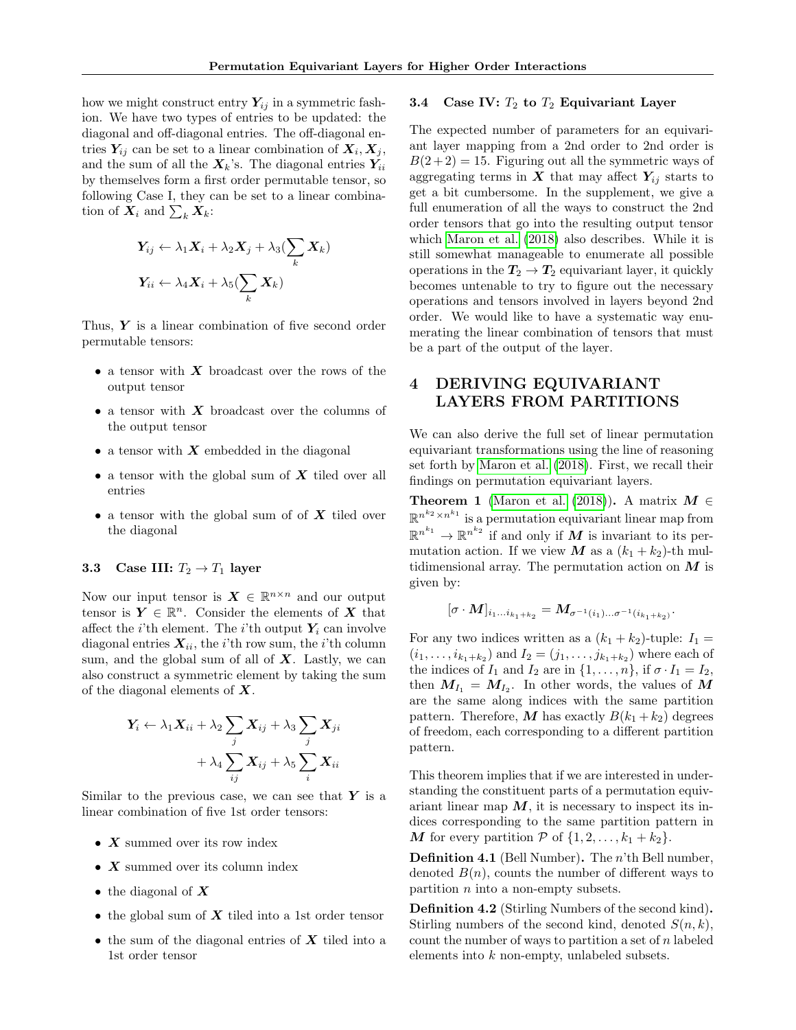how we might construct entry $\boldsymbol{Y}_{ij}$ in a symmetric fashion. We have two types of entries to be updated: the diagonal and off-diagonal entries. The off-diagonal entries $\boldsymbol{Y}_{ij}$ can be set to a linear combination of $\boldsymbol{X}_i, \boldsymbol{X}_j$, and the sum of all the $\boldsymbol{X}_k$'s. The diagonal entries $\boldsymbol{Y}_{ii}$ by themselves form a first order permutable tensor, so following Case I, they can be set to a linear combination of $\boldsymbol{X}_i$ and $\sum_k \boldsymbol{X}_k$:

$$
\boldsymbol{Y}_{ij} \leftarrow \lambda_1 \boldsymbol{X}_i + \lambda_2 \boldsymbol{X}_j + \lambda_3 (\sum_k \boldsymbol{X}_k)
$$

$$
\boldsymbol{Y}_{ii} \leftarrow \lambda_4 \boldsymbol{X}_i + \lambda_5 (\sum_k \boldsymbol{X}_k)
$$

Thus, $\boldsymbol{Y}$ is a linear combination of five second order permutable tensors:

- a tensor with $\boldsymbol{X}$ broadcast over the rows of the output tensor
- a tensor with $\boldsymbol{X}$ broadcast over the columns of the output tensor
- a tensor with $\boldsymbol{X}$ embedded in the diagonal
- a tensor with the global sum of $\boldsymbol{X}$ tiled over all entries
- a tensor with the global sum of of $\boldsymbol{X}$ tiled over the diagonal

### 3.3 Case III: $T_2 \to T_1$ layer

Now our input tensor is $\boldsymbol{X} \in \mathbb{R}^{n \times n}$ and our output tensor is $\boldsymbol{Y} \in \mathbb{R}^n$. Consider the elements of $\boldsymbol{X}$ that affect the $i$'th element. The $i$'th output $\boldsymbol{Y}_i$ can involve diagonal entries $\boldsymbol{X}_{ii}$, the $i$'th row sum, the $i$'th column sum, and the global sum of all of $\boldsymbol{X}$. Lastly, we can also construct a symmetric element by taking the sum of the diagonal elements of $\boldsymbol{X}$.

$$
\begin{aligned}
\boldsymbol{Y}_i \leftarrow \lambda_1 \boldsymbol{X}_{ii} &+ \lambda_2 \sum_j \boldsymbol{X}_{ij} + \lambda_3 \sum_j \boldsymbol{X}_{ji} \\
&+ \lambda_4 \sum_{ij} \boldsymbol{X}_{ij} + \lambda_5 \sum_i \boldsymbol{X}_{ii}
\end{aligned}
$$

Similar to the previous case, we can see that $\boldsymbol{Y}$ is a linear combination of five 1st order tensors:

- $\boldsymbol{X}$ summed over its row index
- $\boldsymbol{X}$ summed over its column index
- the diagonal of $\boldsymbol{X}$
- the global sum of $\boldsymbol{X}$ tiled into a 1st order tensor
- the sum of the diagonal entries of $\boldsymbol{X}$ tiled into a 1st order tensor

### 3.4 Case IV: $T_2$ to $T_2$ Equivariant Layer

The expected number of parameters for an equivariant layer mapping from a 2nd order to 2nd order is $B(2+2) = 15$. Figuring out all the symmetric ways of aggregating terms in $\boldsymbol{X}$ that may affect $\boldsymbol{Y}_{ij}$ starts to get a bit cumbersome. In the supplement, we give a full enumeration of all the ways to construct the 2nd order tensors that go into the resulting output tensor which Maron et al. (2018) also describes. While it is still somewhat manageable to enumerate all possible operations in the $\boldsymbol{T}_2 \to \boldsymbol{T}_2$ equivariant layer, it quickly becomes untenable to try to figure out the necessary operations and tensors involved in layers beyond 2nd order. We would like to have a systematic way enumerating the linear combination of tensors that must be a part of the output of the layer.

## 4 DERIVING EQUIVARIANT LAYERS FROM PARTITIONS

We can also derive the full set of linear permutation equivariant transformations using the line of reasoning set forth by Maron et al. (2018). First, we recall their findings on permutation equivariant layers.

**Theorem 1** (Maron et al. (2018))**.** A matrix $\boldsymbol{M} \in \mathbb{R}^{n^{k_2} \times n^{k_1}}$ is a permutation equivariant linear map from $\mathbb{R}^{n^{k_1}} \to \mathbb{R}^{n^{k_2}}$ if and only if $\boldsymbol{M}$ is invariant to its permutation action. If we view $\boldsymbol{M}$ as a $(k_1+k_2)$-th multidimensional array. The permutation action on $\boldsymbol{M}$ is given by:

$$
[\sigma \cdot \boldsymbol{M}]_{i_1 \dots i_{k_1+k_2}} = \boldsymbol{M}_{\sigma^{-1}(i_1) \dots \sigma^{-1}(i_{k_1+k_2})}.
$$

For any two indices written as a $(k_1+k_2)$-tuple: $I_1 = (i_1, \dots, i_{k_1+k_2})$ and $I_2 = (j_1, \dots, j_{k_1+k_2})$ where each of the indices of $I_1$ and $I_2$ are in $\{1, \dots, n\}$, if $\sigma \cdot I_1 = I_2$, then $\boldsymbol{M}_{I_1} = \boldsymbol{M}_{I_2}$. In other words, the values of $\boldsymbol{M}$ are the same along indices with the same partition pattern. Therefore, $\boldsymbol{M}$ has exactly $B(k_1+k_2)$ degrees of freedom, each corresponding to a different partition pattern.

This theorem implies that if we are interested in understanding the constituent parts of a permutation equivariant linear map $\boldsymbol{M}$, it is necessary to inspect its indices corresponding to the same partition pattern in $\boldsymbol{M}$ for every partition $\mathcal{P}$ of $\{1, 2, \dots, k_1+k_2\}$.

**Definition 4.1** (Bell Number)**.** The $n$'th Bell number, denoted $B(n)$, counts the number of different ways to partition $n$ into a non-empty subsets.

**Definition 4.2** (Stirling Numbers of the second kind)**.** Stirling numbers of the second kind, denoted $S(n, k)$, count the number of ways to partition a set of $n$ labeled elements into $k$ non-empty, unlabeled subsets.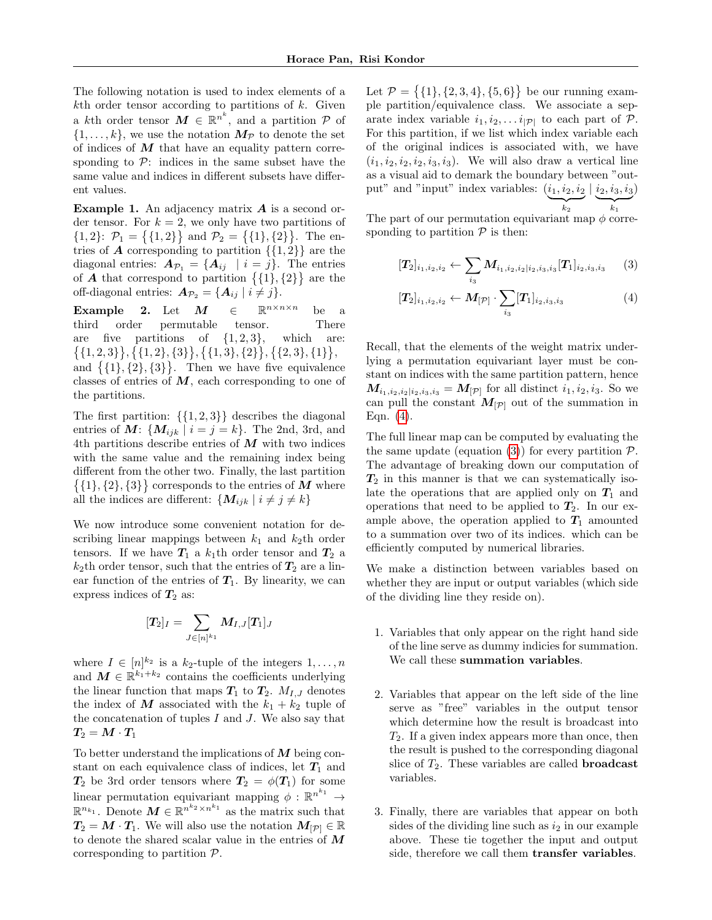The following notation is used to index elements of a $k$th order tensor according to partitions of $k$. Given a $k$th order tensor $\boldsymbol{M} \in \mathbb{R}^{n^k}$, and a partition $\mathcal{P}$ of $\{1, \ldots, k\}$, we use the notation $\boldsymbol{M}_{\mathcal{P}}$ to denote the set of indices of $\boldsymbol{M}$ that have an equality pattern corresponding to $\mathcal{P}$: indices in the same subset have the same value and indices in different subsets have different values.

**Example 1.** An adjacency matrix $\boldsymbol{A}$ is a second order tensor. For $k = 2$, we only have two partitions of $\{1, 2\}$: $\mathcal{P}_1 = \big\{\{1, 2\}\big\}$ and $\mathcal{P}_2 = \big\{\{1\}, \{2\}\big\}$. The entries of $\boldsymbol{A}$ corresponding to partition $\{\{1, 2\}\}$ are the diagonal entries: $\boldsymbol{A}_{\mathcal{P}_1} = \{\boldsymbol{A}_{ij} \mid i = j\}$. The entries of $\boldsymbol{A}$ that correspond to partition $\big\{\{1\}, \{2\}\big\}$ are the off-diagonal entries: $\boldsymbol{A}_{\mathcal{P}_2} = \{\boldsymbol{A}_{ij} \mid i \neq j\}$.

**Example 2.** Let $\boldsymbol{M} \in \mathbb{R}^{n \times n \times n}$ be a third order permutable tensor. There are five partitions of $\{1, 2, 3\}$, which are: $\big\{\{1, 2, 3\}\big\}, \big\{\{1, 2\}, \{3\}\big\}, \big\{\{1, 3\}, \{2\}\big\}, \big\{\{2, 3\}, \{1\}\big\}$, and $\big\{\{1\}, \{2\}, \{3\}\big\}$. Then we have five equivalence classes of entries of $\boldsymbol{M}$, each corresponding to one of the partitions.

The first partition: $\{\{1, 2, 3\}\}$ describes the diagonal entries of $\boldsymbol{M}$: $\{\boldsymbol{M}_{ijk} \mid i = j = k\}$. The 2nd, 3rd, and 4th partitions describe entries of $\boldsymbol{M}$ with two indices with the same value and the remaining index being different from the other two. Finally, the last partition $\big\{\{1\}, \{2\}, \{3\}\big\}$ corresponds to the entries of $\boldsymbol{M}$ where all the indices are different: $\{\boldsymbol{M}_{ijk} \mid i \neq j \neq k\}$

We now introduce some convenient notation for describing linear mappings between $k_1$ and $k_2$th order tensors. If we have $\boldsymbol{T}_1$ a $k_1$th order tensor and $\boldsymbol{T}_2$ a $k_2$th order tensor, such that the entries of $\boldsymbol{T}_2$ are a linear function of the entries of $\boldsymbol{T}_1$. By linearity, we can express indices of $\boldsymbol{T}_2$ as:

$$[\boldsymbol{T}_2]_I = \sum_{J \in [n]^{k_1}} \boldsymbol{M}_{I,J} [\boldsymbol{T}_1]_J$$

where $I \in [n]^{k_2}$ is a $k_2$-tuple of the integers $1, \ldots, n$ and $\boldsymbol{M} \in \mathbb{R}^{k_1 + k_2}$ contains the coefficients underlying the linear function that maps $\boldsymbol{T}_1$ to $\boldsymbol{T}_2$. $M_{I,J}$ denotes the index of $\boldsymbol{M}$ associated with the $k_1 + k_2$ tuple of the concatenation of tuples $I$ and $J$. We also say that $\boldsymbol{T}_2 = \boldsymbol{M} \cdot \boldsymbol{T}_1$

To better understand the implications of $\boldsymbol{M}$ being constant on each equivalence class of indices, let $\boldsymbol{T}_1$ and $\boldsymbol{T}_2$ be 3rd order tensors where $\boldsymbol{T}_2 = \phi(\boldsymbol{T}_1)$ for some linear permutation equivariant mapping $\phi : \mathbb{R}^{n^{k_1}} \to \mathbb{R}^{n_{k_1}}$. Denote $\boldsymbol{M} \in \mathbb{R}^{n^{k_2} \times n^{k_1}}$ as the matrix such that $\boldsymbol{T}_2 = \boldsymbol{M} \cdot \boldsymbol{T}_1$. We will also use the notation $\boldsymbol{M}_{[\mathcal{P}]} \in \mathbb{R}$ to denote the shared scalar value in the entries of $\boldsymbol{M}$ corresponding to partition $\mathcal{P}$.

Let $\mathcal{P} = \big\{\{1\}, \{2, 3, 4\}, \{5, 6\}\big\}$ be our running example partition/equivalence class. We associate a separate index variable $i_1, i_2, \ldots i_{|\mathcal{P}|}$ to each part of $\mathcal{P}$. For this partition, if we list which index variable each of the original indices is associated with, we have $(i_1, i_2, i_2, i_2, i_3, i_3)$. We will also draw a vertical line as a visual aid to demark the boundary between "output" and "input" index variables: $(\underbrace{i_1, i_2, i_2}_{k_2} \mid \underbrace{i_2, i_3, i_3}_{k_1})$

The part of our permutation equivariant map $\phi$ corresponding to partition $\mathcal{P}$ is then:

$$[\boldsymbol{T}_2]_{i_1,i_2,i_2} \leftarrow \sum_{i_3} \boldsymbol{M}_{i_1,i_2,i_2|i_2,i_3,i_3} [\boldsymbol{T}_1]_{i_2,i_3,i_3} \tag{3}$$

$$[\boldsymbol{T}_2]_{i_1,i_2,i_2} \leftarrow \boldsymbol{M}_{[\mathcal{P}]} \cdot \sum_{i_3} [\boldsymbol{T}_1]_{i_2,i_3,i_3} \tag{4}$$

Recall, that the elements of the weight matrix underlying a permutation equivariant layer must be constant on indices with the same partition pattern, hence $\boldsymbol{M}_{i_1,i_2,i_2|i_2,i_3,i_3} = \boldsymbol{M}_{[\mathcal{P}]}$ for all distinct $i_1, i_2, i_3$. So we can pull the constant $\boldsymbol{M}_{[\mathcal{P}]}$ out of the summation in Eqn. (4).

The full linear map can be computed by evaluating the the same update (equation (3)) for every partition $\mathcal{P}$. The advantage of breaking down our computation of $\boldsymbol{T}_2$ in this manner is that we can systematically isolate the operations that are applied only on $\boldsymbol{T}_1$ and operations that need to be applied to $\boldsymbol{T}_2$. In our example above, the operation applied to $\boldsymbol{T}_1$ amounted to a summation over two of its indices. which can be efficiently computed by numerical libraries.

We make a distinction between variables based on whether they are input or output variables (which side of the dividing line they reside on).

1. Variables that only appear on the right hand side of the line serve as dummy indicies for summation. We call these **summation variables**.

2. Variables that appear on the left side of the line serve as "free" variables in the output tensor which determine how the result is broadcast into $T_2$. If a given index appears more than once, then the result is pushed to the corresponding diagonal slice of $T_2$. These variables are called **broadcast** variables.

3. Finally, there are variables that appear on both sides of the dividing line such as $i_2$ in our example above. These tie together the input and output side, therefore we call them **transfer variables**.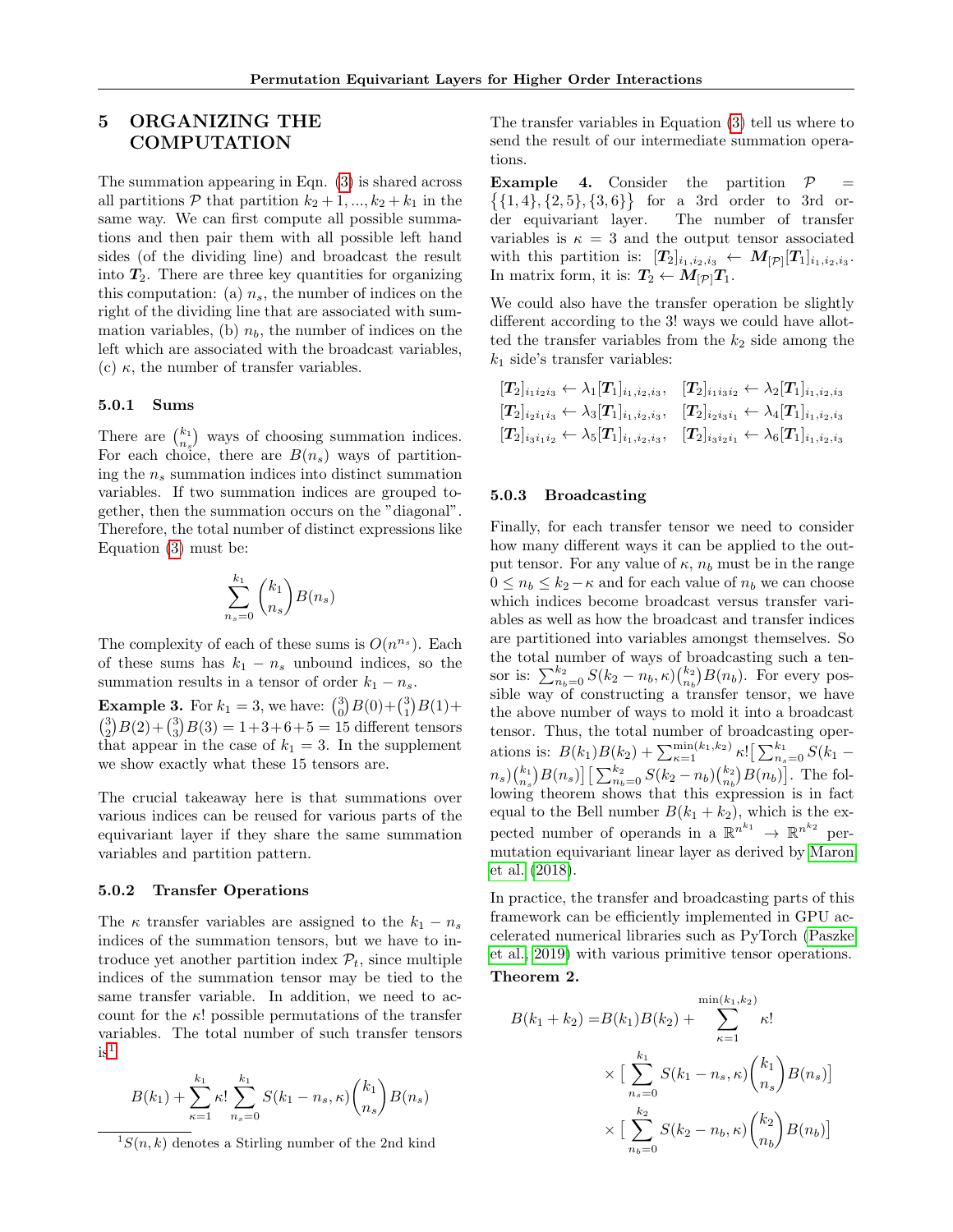## 5 ORGANIZING THE COMPUTATION

The summation appearing in Eqn. (3) is shared across all partitions $\mathcal{P}$ that partition $k_2+1, ..., k_2+k_1$ in the same way. We can first compute all possible summations and then pair them with all possible left hand sides (of the dividing line) and broadcast the result into $\boldsymbol{T}_2$. There are three key quantities for organizing this computation: (a) $n_s$, the number of indices on the right of the dividing line that are associated with summation variables, (b) $n_b$, the number of indices on the left which are associated with the broadcast variables, (c) $\kappa$, the number of transfer variables.

#### 5.0.1 Sums

There are $\binom{k_1}{n_s}$ ways of choosing summation indices. For each choice, there are $B(n_s)$ ways of partitioning the $n_s$ summation indices into distinct summation variables. If two summation indices are grouped together, then the summation occurs on the "diagonal". Therefore, the total number of distinct expressions like Equation (3) must be:

$$\sum_{n_s=0}^{k_1} \binom{k_1}{n_s} B(n_s)$$

The complexity of each of these sums is $O(n^{n_s})$. Each of these sums has $k_1 - n_s$ unbound indices, so the summation results in a tensor of order $k_1 - n_s$.

**Example 3.** For $k_1 = 3$, we have: $\binom{3}{0}B(0)+\binom{3}{1}B(1)+\binom{3}{2}B(2)+\binom{3}{3}B(3) = 1+3+6+5 = 15$ different tensors that appear in the case of $k_1 = 3$. In the supplement we show exactly what these 15 tensors are.

The crucial takeaway here is that summations over various indices can be reused for various parts of the equivariant layer if they share the same summation variables and partition pattern.

#### 5.0.2 Transfer Operations

The $\kappa$ transfer variables are assigned to the $k_1 - n_s$ indices of the summation tensors, but we have to introduce yet another partition index $\mathcal{P}_t$, since multiple indices of the summation tensor may be tied to the same transfer variable. In addition, we need to account for the $\kappa!$ possible permutations of the transfer variables. The total number of such transfer tensors is[1]

$$B(k_1) + \sum_{\kappa=1}^{k_1} \kappa! \sum_{n_s=0}^{k_1} S(k_1 - n_s, \kappa)\binom{k_1}{n_s} B(n_s)$$

[1] $S(n, k)$ denotes a Stirling number of the 2nd kind

The transfer variables in Equation (3) tell us where to send the result of our intermediate summation operations.

**Example 4.** Consider the partition $\mathcal{P} = \{\{1,4\},\{2,5\},\{3,6\}\}$ for a 3rd order to 3rd order equivariant layer. The number of transfer variables is $\kappa = 3$ and the output tensor associated with this partition is: $[\boldsymbol{T}_2]_{i_1,i_2,i_3} \leftarrow \boldsymbol{M}_{[\mathcal{P}]}[\boldsymbol{T}_1]_{i_1,i_2,i_3}$. In matrix form, it is: $\boldsymbol{T}_2 \leftarrow \boldsymbol{M}_{[\mathcal{P}]}\boldsymbol{T}_1$.

We could also have the transfer operation be slightly different according to the 3! ways we could have allotted the transfer variables from the $k_2$ side among the $k_1$ side's transfer variables:

$$[\boldsymbol{T}_2]_{i_1 i_2 i_3} \leftarrow \lambda_1 [\boldsymbol{T}_1]_{i_1,i_2,i_3}, \quad [\boldsymbol{T}_2]_{i_1 i_3 i_2} \leftarrow \lambda_2 [\boldsymbol{T}_1]_{i_1,i_2,i_3}$$
$$[\boldsymbol{T}_2]_{i_2 i_1 i_3} \leftarrow \lambda_3 [\boldsymbol{T}_1]_{i_1,i_2,i_3}, \quad [\boldsymbol{T}_2]_{i_2 i_3 i_1} \leftarrow \lambda_4 [\boldsymbol{T}_1]_{i_1,i_2,i_3}$$
$$[\boldsymbol{T}_2]_{i_3 i_1 i_2} \leftarrow \lambda_5 [\boldsymbol{T}_1]_{i_1,i_2,i_3}, \quad [\boldsymbol{T}_2]_{i_3 i_2 i_1} \leftarrow \lambda_6 [\boldsymbol{T}_1]_{i_1,i_2,i_3}$$

#### 5.0.3 Broadcasting

Finally, for each transfer tensor we need to consider how many different ways it can be applied to the output tensor. For any value of $\kappa$, $n_b$ must be in the range $0 \leq n_b \leq k_2 - \kappa$ and for each value of $n_b$ we can choose which indices become broadcast versus transfer variables as well as how the broadcast and transfer indices are partitioned into variables amongst themselves. So the total number of ways of broadcasting such a tensor is: $\sum_{n_b=0}^{k_2} S(k_2 - n_b, \kappa)\binom{k_2}{n_b} B(n_b)$. For every possible way of constructing a transfer tensor, we have the above number of ways to mold it into a broadcast tensor. Thus, the total number of broadcasting operations is: $B(k_1)B(k_2) + \sum_{\kappa=1}^{\min(k_1,k_2)} \kappa! \big[\sum_{n_s=0}^{k_1} S(k_1 - n_s)\binom{k_1}{n_s}B(n_s)\big]\big[\sum_{n_b=0}^{k_2} S(k_2 - n_b)\binom{k_2}{n_b}B(n_b)\big]$. The following theorem shows that this expression is in fact equal to the Bell number $B(k_1 + k_2)$, which is the expected number of operands in a $\mathbb{R}^{n^{k_1}} \to \mathbb{R}^{n^{k_2}}$ permutation equivariant linear layer as derived by Maron et al. (2018).

In practice, the transfer and broadcasting parts of this framework can be efficiently implemented in GPU accelerated numerical libraries such as PyTorch (Paszke et al., 2019) with various primitive tensor operations.

**Theorem 2.**

$$\begin{aligned} B(k_1 + k_2) = & B(k_1)B(k_2) + \sum_{\kappa=1}^{\min(k_1,k_2)} \kappa! \\ & \times \big[\sum_{n_s=0}^{k_1} S(k_1 - n_s, \kappa)\binom{k_1}{n_s}B(n_s)\big] \\ & \times \big[\sum_{n_b=0}^{k_2} S(k_2 - n_b, \kappa)\binom{k_2}{n_b}B(n_b)\big] \end{aligned}$$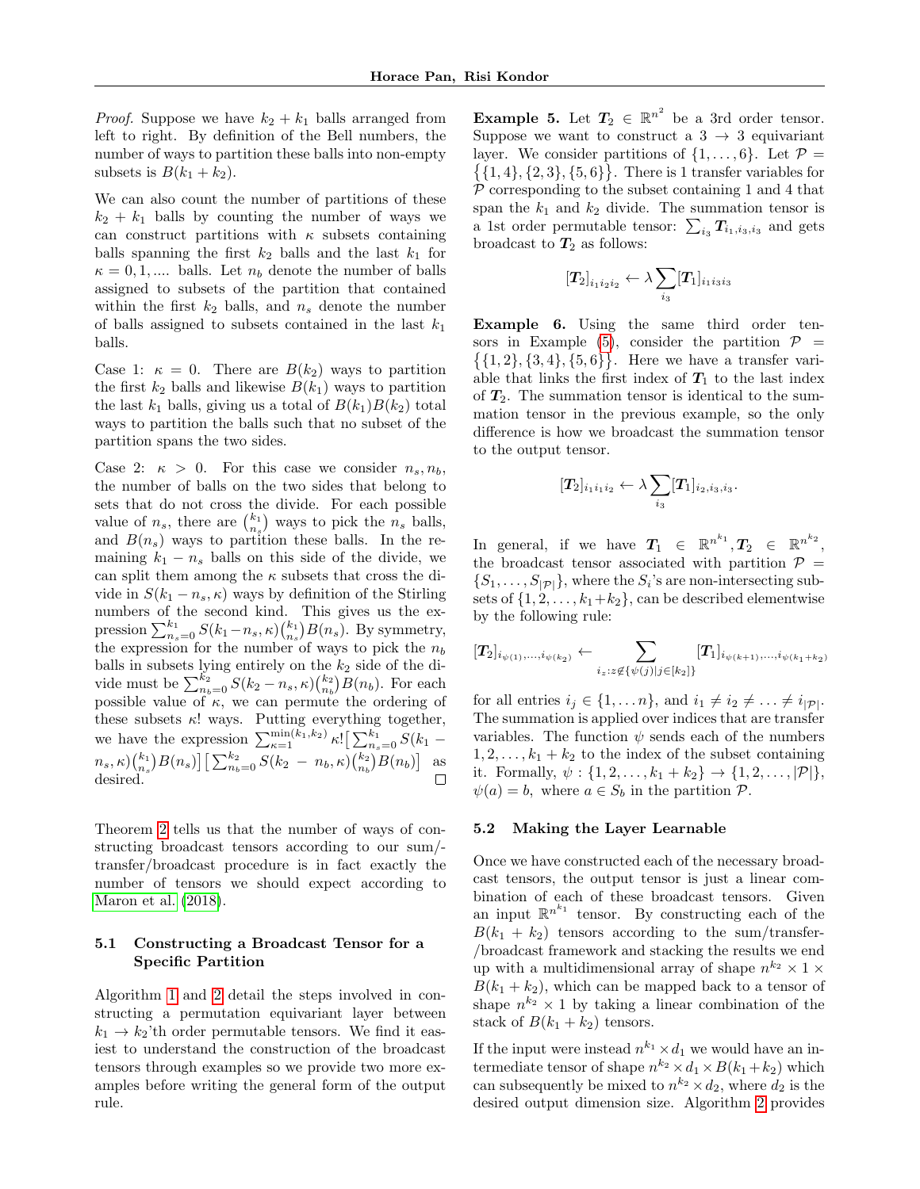*Proof.* Suppose we have $k_2 + k_1$ balls arranged from left to right. By definition of the Bell numbers, the number of ways to partition these balls into non-empty subsets is $B(k_1 + k_2)$.

We can also count the number of partitions of these $k_2 + k_1$ balls by counting the number of ways we can construct partitions with $\kappa$ subsets containing balls spanning the first $k_2$ balls and the last $k_1$ for $\kappa = 0, 1, \ldots$ balls. Let $n_b$ denote the number of balls assigned to subsets of the partition that contained within the first $k_2$ balls, and $n_s$ denote the number of balls assigned to subsets contained in the last $k_1$ balls.

Case 1: $\kappa = 0$. There are $B(k_2)$ ways to partition the first $k_2$ balls and likewise $B(k_1)$ ways to partition the last $k_1$ balls, giving us a total of $B(k_1)B(k_2)$ total ways to partition the balls such that no subset of the partition spans the two sides.

Case 2: $\kappa > 0$. For this case we consider $n_s, n_b$, the number of balls on the two sides that belong to sets that do not cross the divide. For each possible value of $n_s$, there are $\binom{k_1}{n_s}$ ways to pick the $n_s$ balls, and $B(n_s)$ ways to partition these balls. In the remaining $k_1 - n_s$ balls on this side of the divide, we can split them among the $\kappa$ subsets that cross the divide in $S(k_1 - n_s, \kappa)$ ways by definition of the Stirling numbers of the second kind. This gives us the expression $\sum_{n_s=0}^{k_1} S(k_1 - n_s, \kappa)\binom{k_1}{n_s}B(n_s)$. By symmetry, the expression for the number of ways to pick the $n_b$ balls in subsets lying entirely on the $k_2$ side of the divide must be $\sum_{n_b=0}^{k_2} S(k_2 - n_s, \kappa)\binom{k_2}{n_b}B(n_b)$. For each possible value of $\kappa$, we can permute the ordering of these subsets $\kappa!$ ways. Putting everything together, we have the expression $\sum_{\kappa=1}^{\min(k_1,k_2)} \kappa! \big[\sum_{n_s=0}^{k_1} S(k_1 - n_s, \kappa)\binom{k_1}{n_s}B(n_s)\big]\big[\sum_{n_b=0}^{k_2} S(k_2 - n_b, \kappa)\binom{k_2}{n_b}B(n_b)\big]$ as desired. $\square$

Theorem 2 tells us that the number of ways of constructing broadcast tensors according to our sum/transfer/broadcast procedure is in fact exactly the number of tensors we should expect according to Maron et al. (2018).

### 5.1 Constructing a Broadcast Tensor for a Specific Partition

Algorithm 1 and 2 detail the steps involved in constructing a permutation equivariant layer between $k_1 \to k_2$'th order permutable tensors. We find it easiest to understand the construction of the broadcast tensors through examples so we provide two more examples before writing the general form of the output rule.

**Example 5.** Let $\boldsymbol{T}_2 \in \mathbb{R}^{n^2}$ be a 3rd order tensor. Suppose we want to construct a $3 \to 3$ equivariant layer. We consider partitions of $\{1, \ldots, 6\}$. Let $\mathcal{P} = \big\{\{1,4\},\{2,3\},\{5,6\}\big\}$. There is 1 transfer variables for $\mathcal{P}$ corresponding to the subset containing 1 and 4 that span the $k_1$ and $k_2$ divide. The summation tensor is a 1st order permutable tensor: $\sum_{i_3} \boldsymbol{T}_{i_1,i_3,i_3}$ and gets broadcast to $\boldsymbol{T}_2$ as follows:

$$[\boldsymbol{T}_2]_{i_1 i_2 i_2} \leftarrow \lambda \sum_{i_3} [\boldsymbol{T}_1]_{i_1 i_3 i_3}$$

**Example 6.** Using the same third order tensors in Example (5), consider the partition $\mathcal{P} = \big\{\{1,2\},\{3,4\},\{5,6\}\big\}$. Here we have a transfer variable that links the first index of $\boldsymbol{T}_1$ to the last index of $\boldsymbol{T}_2$. The summation tensor is identical to the summation tensor in the previous example, so the only difference is how we broadcast the summation tensor to the output tensor.

$$[\boldsymbol{T}_2]_{i_1 i_1 i_2} \leftarrow \lambda \sum_{i_3} [\boldsymbol{T}_1]_{i_2, i_3, i_3}.$$

In general, if we have $\boldsymbol{T}_1 \in \mathbb{R}^{n^{k_1}}, \boldsymbol{T}_2 \in \mathbb{R}^{n^{k_2}}$, the broadcast tensor associated with partition $\mathcal{P} = \{S_1, \ldots, S_{|\mathcal{P}|}\}$, where the $S_i$'s are non-intersecting subsets of $\{1, 2, \ldots, k_1 + k_2\}$, can be described elementwise by the following rule:

$$[\boldsymbol{T}_2]_{i_{\psi(1)}, \ldots, i_{\psi(k_2)}} \leftarrow \sum_{i_z : z \notin \{\psi(j) | j \in [k_2]\}} [\boldsymbol{T}_1]_{i_{\psi(k+1)}, \ldots, i_{\psi(k_1+k_2)}}$$

for all entries $i_j \in \{1, \ldots n\}$, and $i_1 \neq i_2 \neq \ldots \neq i_{|\mathcal{P}|}$. The summation is applied over indices that are transfer variables. The function $\psi$ sends each of the numbers $1, 2, \ldots, k_1 + k_2$ to the index of the subset containing it. Formally, $\psi : \{1, 2, \ldots, k_1 + k_2\} \to \{1, 2, \ldots, |\mathcal{P}|\}$, $\psi(a) = b$, where $a \in S_b$ in the partition $\mathcal{P}$.

### 5.2 Making the Layer Learnable

Once we have constructed each of the necessary broadcast tensors, the output tensor is just a linear combination of each of these broadcast tensors. Given an input $\mathbb{R}^{n^{k_1}}$ tensor. By constructing each of the $B(k_1 + k_2)$ tensors according to the sum/transfer-/broadcast framework and stacking the results we end up with a multidimensional array of shape $n^{k_2} \times 1 \times B(k_1 + k_2)$, which can be mapped back to a tensor of shape $n^{k_2} \times 1$ by taking a linear combination of the stack of $B(k_1 + k_2)$ tensors.

If the input were instead $n^{k_1} \times d_1$ we would have an intermediate tensor of shape $n^{k_2} \times d_1 \times B(k_1 + k_2)$ which can subsequently be mixed to $n^{k_2} \times d_2$, where $d_2$ is the desired output dimension size. Algorithm 2 provides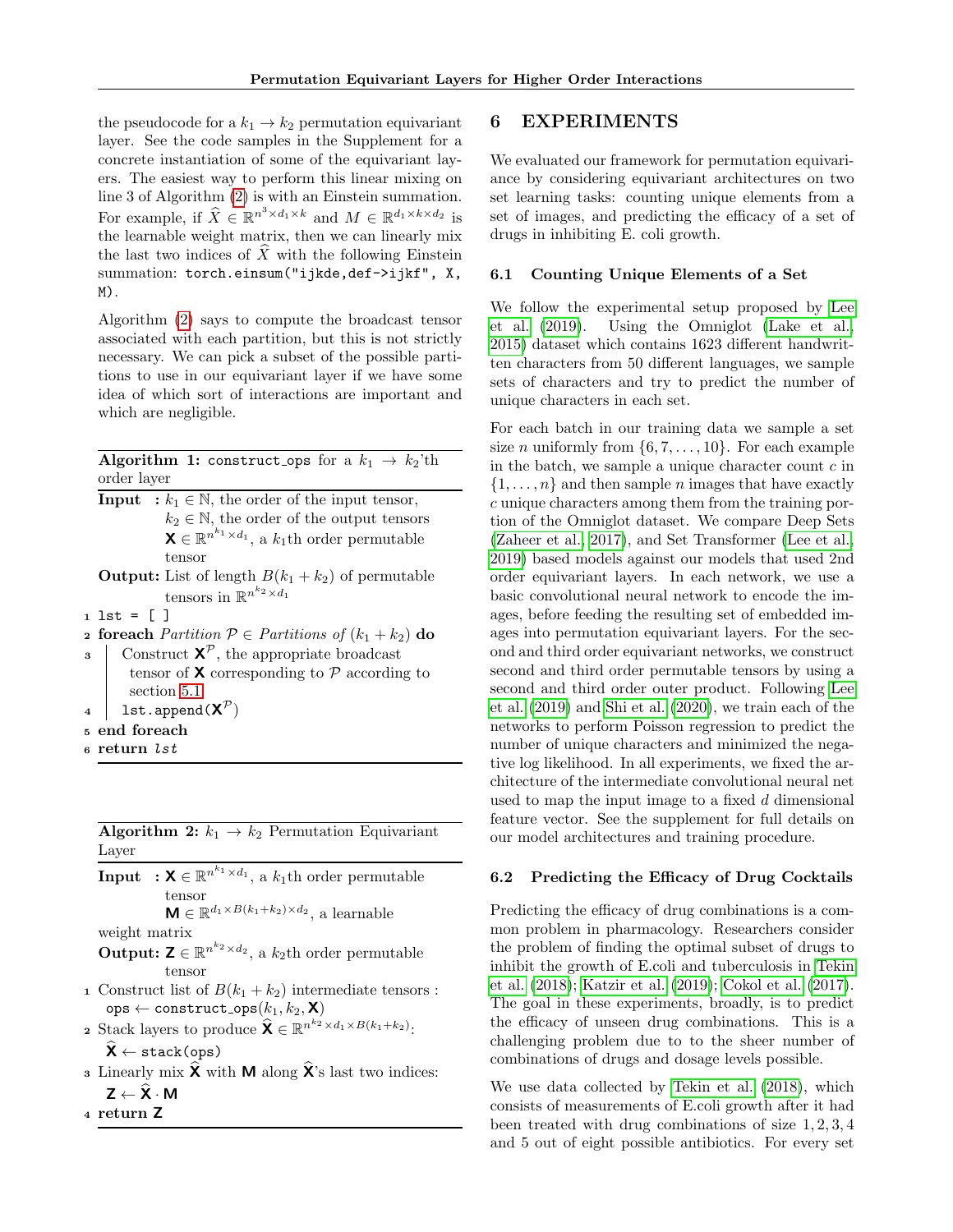the pseudocode for a $k_1 \to k_2$ permutation equivariant layer. See the code samples in the Supplement for a concrete instantiation of some of the equivariant layers. The easiest way to perform this linear mixing on line 3 of Algorithm (2) is with an Einstein summation. For example, if $\widehat{X} \in \mathbb{R}^{n^3 \times d_1 \times k}$ and $M \in \mathbb{R}^{d_1 \times k \times d_2}$ is the learnable weight matrix, then we can linearly mix the last two indices of $\widehat{X}$ with the following Einstein summation: `torch.einsum("ijkde,def->ijkf", X, M)`.

Algorithm (2) says to compute the broadcast tensor associated with each partition, but this is not strictly necessary. We can pick a subset of the possible partitions to use in our equivariant layer if we have some idea of which sort of interactions are important and which are negligible.

**Algorithm 1:** `construct_ops` for a $k_1 \to k_2$'th order layer

**Input :** $k_1 \in \mathbb{N}$, the order of the input tensor, $k_2 \in \mathbb{N}$, the order of the output tensors $\mathbf{X} \in \mathbb{R}^{n^{k_1} \times d_1}$, a $k_1$th order permutable tensor

**Output:** List of length $B(k_1 + k_2)$ of permutable tensors in $\mathbb{R}^{n^{k_2} \times d_1}$

```
1 lst = [ ]
2 foreach Partition P ∈ Partitions of (k1 + k2) do
3     Construct X^P, the appropriate broadcast
      tensor of X corresponding to P according to
      section 5.1
4     lst.append(X^P)
5 end foreach
6 return lst
```

**Algorithm 2:** $k_1 \to k_2$ Permutation Equivariant Layer

**Input :** $\mathbf{X} \in \mathbb{R}^{n^{k_1} \times d_1}$, a $k_1$th order permutable tensor $\mathbf{M} \in \mathbb{R}^{d_1 \times B(k_1+k_2) \times d_2}$, a learnable weight matrix

**Output:** $\mathbf{Z} \in \mathbb{R}^{n^{k_2} \times d_2}$, a $k_2$th order permutable tensor

1. Construct list of $B(k_1 + k_2)$ intermediate tensors : `ops` $\leftarrow$ `construct_ops`$(k_1, k_2, \mathbf{X})$
2. Stack layers to produce $\widehat{\mathbf{X}} \in \mathbb{R}^{n^{k_2} \times d_1 \times B(k_1+k_2)}$: $\widehat{\mathbf{X}} \leftarrow$ `stack(ops)`
3. Linearly mix $\widehat{\mathbf{X}}$ with $\mathbf{M}$ along $\widehat{\mathbf{X}}$'s last two indices: $\mathbf{Z} \leftarrow \widehat{\mathbf{X}} \cdot \mathbf{M}$
4. **return** $\mathbf{Z}$

# 6 EXPERIMENTS

We evaluated our framework for permutation equivariance by considering equivariant architectures on two set learning tasks: counting unique elements from a set of images, and predicting the efficacy of a set of drugs in inhibiting E. coli growth.

## 6.1 Counting Unique Elements of a Set

We follow the experimental setup proposed by Lee et al. (2019). Using the Omniglot (Lake et al., 2015) dataset which contains 1623 different handwritten characters from 50 different languages, we sample sets of characters and try to predict the number of unique characters in each set.

For each batch in our training data we sample a set size $n$ uniformly from $\{6, 7, \ldots, 10\}$. For each example in the batch, we sample a unique character count $c$ in $\{1, \ldots, n\}$ and then sample $n$ images that have exactly $c$ unique characters among them from the training portion of the Omniglot dataset. We compare Deep Sets (Zaheer et al., 2017), and Set Transformer (Lee et al., 2019) based models against our models that used 2nd order equivariant layers. In each network, we use a basic convolutional neural network to encode the images, before feeding the resulting set of embedded images into permutation equivariant layers. For the second and third order equivariant networks, we construct second and third order permutable tensors by using a second and third order outer product. Following Lee et al. (2019) and Shi et al. (2020), we train each of the networks to perform Poisson regression to predict the number of unique characters and minimized the negative log likelihood. In all experiments, we fixed the architecture of the intermediate convolutional neural net used to map the input image to a fixed $d$ dimensional feature vector. See the supplement for full details on our model architectures and training procedure.

## 6.2 Predicting the Efficacy of Drug Cocktails

Predicting the efficacy of drug combinations is a common problem in pharmacology. Researchers consider the problem of finding the optimal subset of drugs to inhibit the growth of E.coli and tuberculosis in Tekin et al. (2018); Katzir et al. (2019); Cokol et al. (2017). The goal in these experiments, broadly, is to predict the efficacy of unseen drug combinations. This is a challenging problem due to to the sheer number of combinations of drugs and dosage levels possible.

We use data collected by Tekin et al. (2018), which consists of measurements of E.coli growth after it had been treated with drug combinations of size 1, 2, 3, 4 and 5 out of eight possible antibiotics. For every set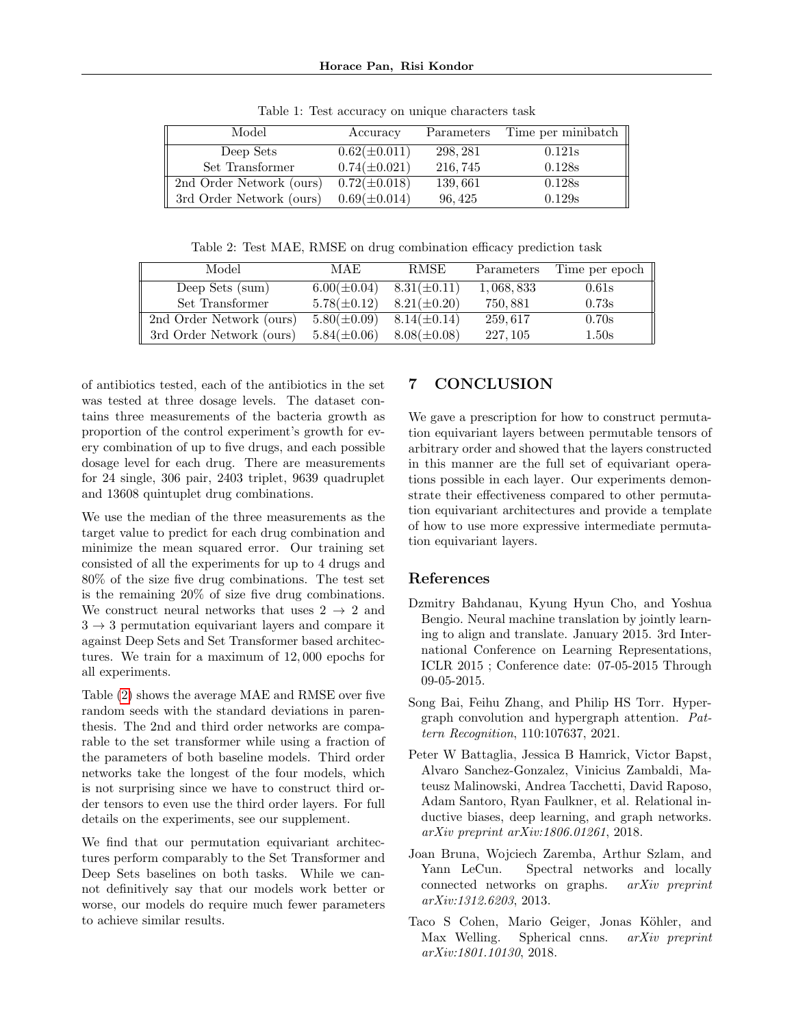Table 1: Test accuracy on unique characters task

| Model | Accuracy | Parameters | Time per minibatch |
|---|---|---|---|
| Deep Sets | $0.62(\pm 0.011)$ | $298,281$ | 0.121s |
| Set Transformer | $0.74(\pm 0.021)$ | $216,745$ | 0.128s |
| 2nd Order Network (ours) | $0.72(\pm 0.018)$ | $139,661$ | 0.128s |
| 3rd Order Network (ours) | $0.69(\pm 0.014)$ | $96,425$ | 0.129s |

Table 2: Test MAE, RMSE on drug combination efficacy prediction task

| Model | MAE | RMSE | Parameters | Time per epoch |
|---|---|---|---|---|
| Deep Sets (sum) | $6.00(\pm 0.04)$ | $8.31(\pm 0.11)$ | $1,068,833$ | 0.61s |
| Set Transformer | $5.78(\pm 0.12)$ | $8.21(\pm 0.20)$ | $750,881$ | 0.73s |
| 2nd Order Network (ours) | $5.80(\pm 0.09)$ | $8.14(\pm 0.14)$ | $259,617$ | 0.70s |
| 3rd Order Network (ours) | $5.84(\pm 0.06)$ | $8.08(\pm 0.08)$ | $227,105$ | 1.50s |

of antibiotics tested, each of the antibiotics in the set was tested at three dosage levels. The dataset contains three measurements of the bacteria growth as proportion of the control experiment's growth for every combination of up to five drugs, and each possible dosage level for each drug. There are measurements for 24 single, 306 pair, 2403 triplet, 9639 quadruplet and 13608 quintuplet drug combinations.

We use the median of the three measurements as the target value to predict for each drug combination and minimize the mean squared error. Our training set consisted of all the experiments for up to 4 drugs and 80% of the size five drug combinations. The test set is the remaining 20% of size five drug combinations. We construct neural networks that uses $2 \to 2$ and $3 \to 3$ permutation equivariant layers and compare it against Deep Sets and Set Transformer based architectures. We train for a maximum of $12,000$ epochs for all experiments.

Table (2) shows the average MAE and RMSE over five random seeds with the standard deviations in parenthesis. The 2nd and third order networks are comparable to the set transformer while using a fraction of the parameters of both baseline models. Third order networks take the longest of the four models, which is not surprising since we have to construct third order tensors to even use the third order layers. For full details on the experiments, see our supplement.

We find that our permutation equivariant architectures perform comparably to the Set Transformer and Deep Sets baselines on both tasks. While we cannot definitively say that our models work better or worse, our models do require much fewer parameters to achieve similar results.

## 7 CONCLUSION

We gave a prescription for how to construct permutation equivariant layers between permutable tensors of arbitrary order and showed that the layers constructed in this manner are the full set of equivariant operations possible in each layer. Our experiments demonstrate their effectiveness compared to other permutation equivariant architectures and provide a template of how to use more expressive intermediate permutation equivariant layers.

## References

Dzmitry Bahdanau, Kyung Hyun Cho, and Yoshua Bengio. Neural machine translation by jointly learning to align and translate. January 2015. 3rd International Conference on Learning Representations, ICLR 2015 ; Conference date: 07-05-2015 Through 09-05-2015.

Song Bai, Feihu Zhang, and Philip HS Torr. Hypergraph convolution and hypergraph attention. *Pattern Recognition*, 110:107637, 2021.

Peter W Battaglia, Jessica B Hamrick, Victor Bapst, Alvaro Sanchez-Gonzalez, Vinicius Zambaldi, Mateusz Malinowski, Andrea Tacchetti, David Raposo, Adam Santoro, Ryan Faulkner, et al. Relational inductive biases, deep learning, and graph networks. *arXiv preprint arXiv:1806.01261*, 2018.

Joan Bruna, Wojciech Zaremba, Arthur Szlam, and Yann LeCun. Spectral networks and locally connected networks on graphs. *arXiv preprint arXiv:1312.6203*, 2013.

Taco S Cohen, Mario Geiger, Jonas Köhler, and Max Welling. Spherical cnns. *arXiv preprint arXiv:1801.10130*, 2018.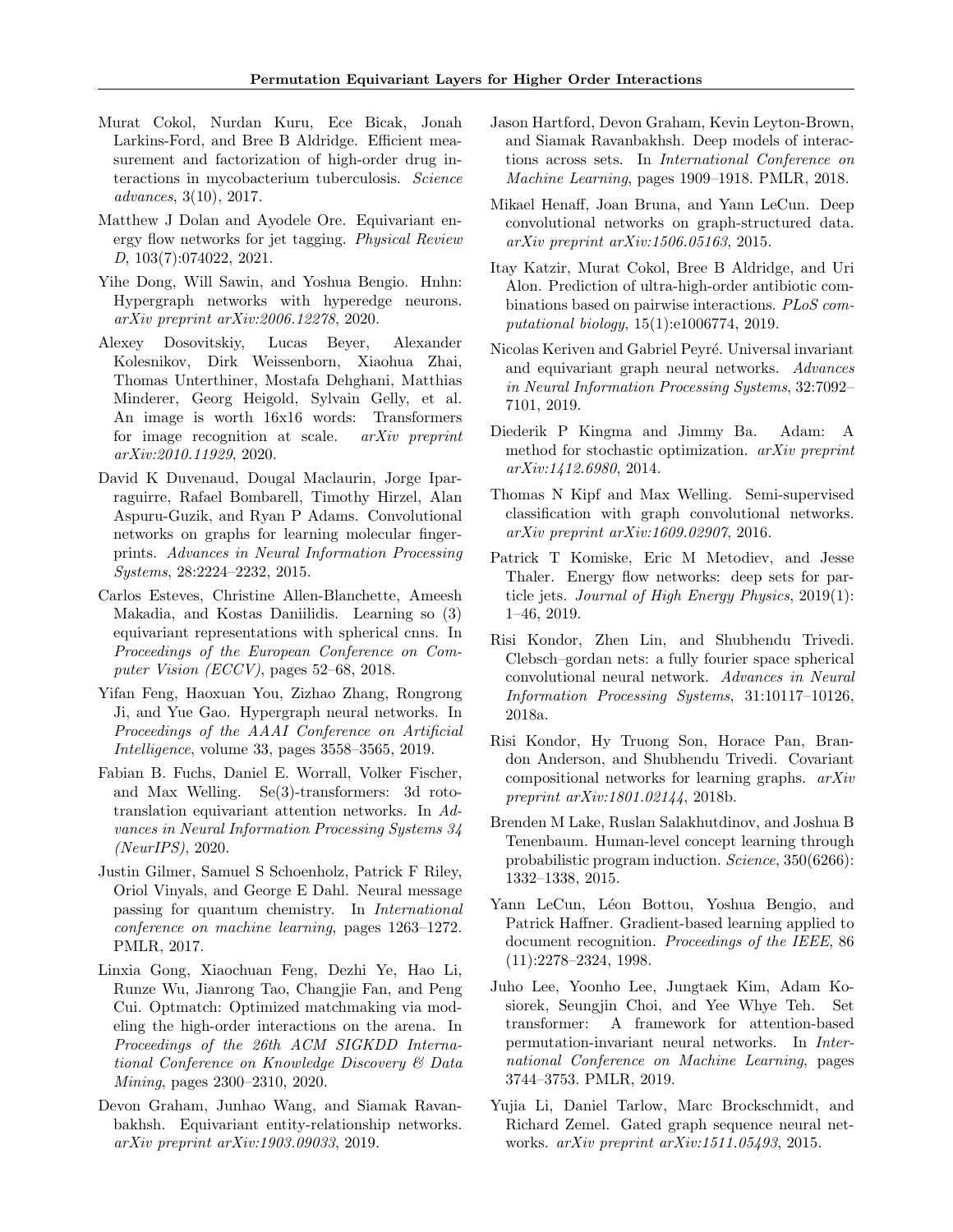Murat Cokol, Nurdan Kuru, Ece Bicak, Jonah Larkins-Ford, and Bree B Aldridge. Efficient measurement and factorization of high-order drug interactions in mycobacterium tuberculosis. *Science advances*, 3(10), 2017.

Matthew J Dolan and Ayodele Ore. Equivariant energy flow networks for jet tagging. *Physical Review D*, 103(7):074022, 2021.

Yihe Dong, Will Sawin, and Yoshua Bengio. Hnhn: Hypergraph networks with hyperedge neurons. *arXiv preprint arXiv:2006.12278*, 2020.

Alexey Dosovitskiy, Lucas Beyer, Alexander Kolesnikov, Dirk Weissenborn, Xiaohua Zhai, Thomas Unterthiner, Mostafa Dehghani, Matthias Minderer, Georg Heigold, Sylvain Gelly, et al. An image is worth 16x16 words: Transformers for image recognition at scale. *arXiv preprint arXiv:2010.11929*, 2020.

David K Duvenaud, Dougal Maclaurin, Jorge Iparraguirre, Rafael Bombarell, Timothy Hirzel, Alan Aspuru-Guzik, and Ryan P Adams. Convolutional networks on graphs for learning molecular fingerprints. *Advances in Neural Information Processing Systems*, 28:2224–2232, 2015.

Carlos Esteves, Christine Allen-Blanchette, Ameesh Makadia, and Kostas Daniilidis. Learning so (3) equivariant representations with spherical cnns. In *Proceedings of the European Conference on Computer Vision (ECCV)*, pages 52–68, 2018.

Yifan Feng, Haoxuan You, Zizhao Zhang, Rongrong Ji, and Yue Gao. Hypergraph neural networks. In *Proceedings of the AAAI Conference on Artificial Intelligence*, volume 33, pages 3558–3565, 2019.

Fabian B. Fuchs, Daniel E. Worrall, Volker Fischer, and Max Welling. Se(3)-transformers: 3d roto-translation equivariant attention networks. In *Advances in Neural Information Processing Systems 34 (NeurIPS)*, 2020.

Justin Gilmer, Samuel S Schoenholz, Patrick F Riley, Oriol Vinyals, and George E Dahl. Neural message passing for quantum chemistry. In *International conference on machine learning*, pages 1263–1272. PMLR, 2017.

Linxia Gong, Xiaochuan Feng, Dezhi Ye, Hao Li, Runze Wu, Jianrong Tao, Changjie Fan, and Peng Cui. Optmatch: Optimized matchmaking via modeling the high-order interactions on the arena. In *Proceedings of the 26th ACM SIGKDD International Conference on Knowledge Discovery & Data Mining*, pages 2300–2310, 2020.

Devon Graham, Junhao Wang, and Siamak Ravanbakhsh. Equivariant entity-relationship networks. *arXiv preprint arXiv:1903.09033*, 2019.

Jason Hartford, Devon Graham, Kevin Leyton-Brown, and Siamak Ravanbakhsh. Deep models of interactions across sets. In *International Conference on Machine Learning*, pages 1909–1918. PMLR, 2018.

Mikael Henaff, Joan Bruna, and Yann LeCun. Deep convolutional networks on graph-structured data. *arXiv preprint arXiv:1506.05163*, 2015.

Itay Katzir, Murat Cokol, Bree B Aldridge, and Uri Alon. Prediction of ultra-high-order antibiotic combinations based on pairwise interactions. *PLoS computational biology*, 15(1):e1006774, 2019.

Nicolas Keriven and Gabriel Peyré. Universal invariant and equivariant graph neural networks. *Advances in Neural Information Processing Systems*, 32:7092–7101, 2019.

Diederik P Kingma and Jimmy Ba. Adam: A method for stochastic optimization. *arXiv preprint arXiv:1412.6980*, 2014.

Thomas N Kipf and Max Welling. Semi-supervised classification with graph convolutional networks. *arXiv preprint arXiv:1609.02907*, 2016.

Patrick T Komiske, Eric M Metodiev, and Jesse Thaler. Energy flow networks: deep sets for particle jets. *Journal of High Energy Physics*, 2019(1): 1–46, 2019.

Risi Kondor, Zhen Lin, and Shubhendu Trivedi. Clebsch–gordan nets: a fully fourier space spherical convolutional neural network. *Advances in Neural Information Processing Systems*, 31:10117–10126, 2018a.

Risi Kondor, Hy Truong Son, Horace Pan, Brandon Anderson, and Shubhendu Trivedi. Covariant compositional networks for learning graphs. *arXiv preprint arXiv:1801.02144*, 2018b.

Brenden M Lake, Ruslan Salakhutdinov, and Joshua B Tenenbaum. Human-level concept learning through probabilistic program induction. *Science*, 350(6266): 1332–1338, 2015.

Yann LeCun, Léon Bottou, Yoshua Bengio, and Patrick Haffner. Gradient-based learning applied to document recognition. *Proceedings of the IEEE*, 86 (11):2278–2324, 1998.

Juho Lee, Yoonho Lee, Jungtaek Kim, Adam Kosiorek, Seungjin Choi, and Yee Whye Teh. Set transformer: A framework for attention-based permutation-invariant neural networks. In *International Conference on Machine Learning*, pages 3744–3753. PMLR, 2019.

Yujia Li, Daniel Tarlow, Marc Brockschmidt, and Richard Zemel. Gated graph sequence neural networks. *arXiv preprint arXiv:1511.05493*, 2015.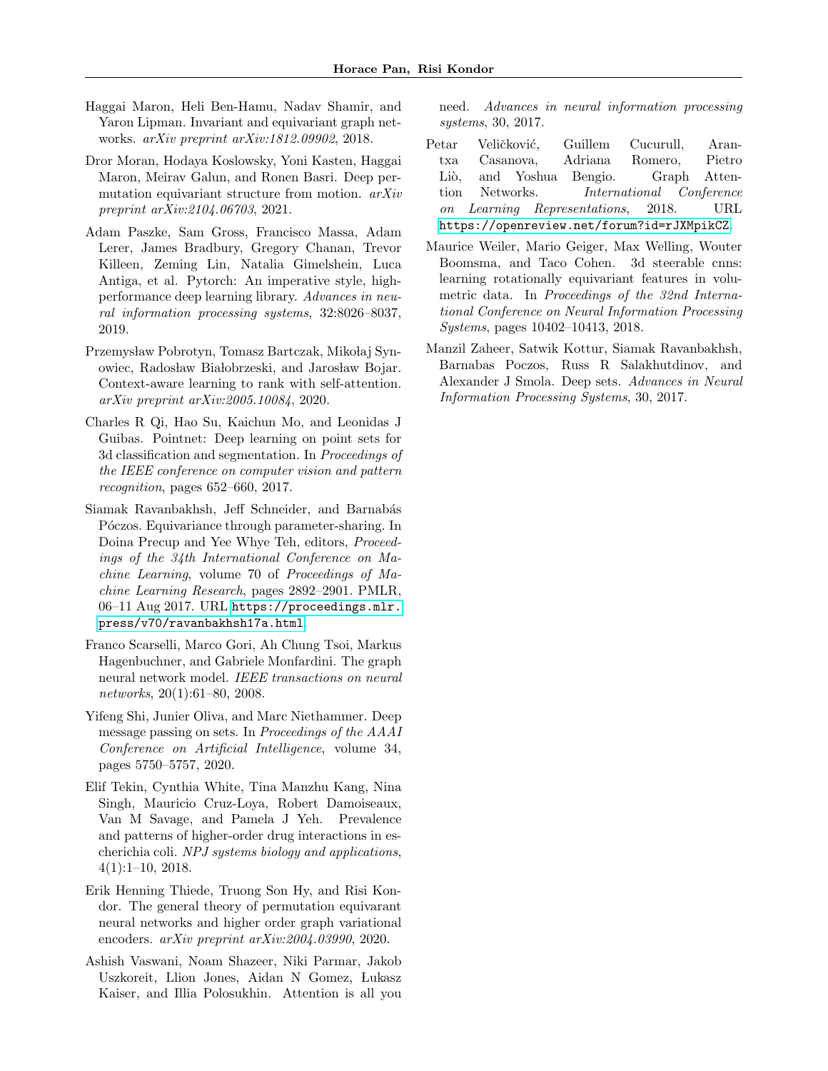Haggai Maron, Heli Ben-Hamu, Nadav Shamir, and Yaron Lipman. Invariant and equivariant graph networks. *arXiv preprint arXiv:1812.09902*, 2018.

Dror Moran, Hodaya Koslowsky, Yoni Kasten, Haggai Maron, Meirav Galun, and Ronen Basri. Deep permutation equivariant structure from motion. *arXiv preprint arXiv:2104.06703*, 2021.

Adam Paszke, Sam Gross, Francisco Massa, Adam Lerer, James Bradbury, Gregory Chanan, Trevor Killeen, Zeming Lin, Natalia Gimelshein, Luca Antiga, et al. Pytorch: An imperative style, high-performance deep learning library. *Advances in neural information processing systems*, 32:8026–8037, 2019.

Przemysław Pobrotyn, Tomasz Bartczak, Mikołaj Synowiec, Radosław Białobrzeski, and Jarosław Bojar. Context-aware learning to rank with self-attention. *arXiv preprint arXiv:2005.10084*, 2020.

Charles R Qi, Hao Su, Kaichun Mo, and Leonidas J Guibas. Pointnet: Deep learning on point sets for 3d classification and segmentation. In *Proceedings of the IEEE conference on computer vision and pattern recognition*, pages 652–660, 2017.

Siamak Ravanbakhsh, Jeff Schneider, and Barnabás Póczos. Equivariance through parameter-sharing. In Doina Precup and Yee Whye Teh, editors, *Proceedings of the 34th International Conference on Machine Learning*, volume 70 of *Proceedings of Machine Learning Research*, pages 2892–2901. PMLR, 06–11 Aug 2017. URL https://proceedings.mlr.press/v70/ravanbakhsh17a.html.

Franco Scarselli, Marco Gori, Ah Chung Tsoi, Markus Hagenbuchner, and Gabriele Monfardini. The graph neural network model. *IEEE transactions on neural networks*, 20(1):61–80, 2008.

Yifeng Shi, Junier Oliva, and Marc Niethammer. Deep message passing on sets. In *Proceedings of the AAAI Conference on Artificial Intelligence*, volume 34, pages 5750–5757, 2020.

Elif Tekin, Cynthia White, Tina Manzhu Kang, Nina Singh, Mauricio Cruz-Loya, Robert Damoiseaux, Van M Savage, and Pamela J Yeh. Prevalence and patterns of higher-order drug interactions in escherichia coli. *NPJ systems biology and applications*, 4(1):1–10, 2018.

Erik Henning Thiede, Truong Son Hy, and Risi Kondor. The general theory of permutation equivarant neural networks and higher order graph variational encoders. *arXiv preprint arXiv:2004.03990*, 2020.

Ashish Vaswani, Noam Shazeer, Niki Parmar, Jakob Uszkoreit, Llion Jones, Aidan N Gomez, Łukasz Kaiser, and Illia Polosukhin. Attention is all you need. *Advances in neural information processing systems*, 30, 2017.

Petar Veličković, Guillem Cucurull, Arantxa Casanova, Adriana Romero, Pietro Liò, and Yoshua Bengio. Graph Attention Networks. *International Conference on Learning Representations*, 2018. URL https://openreview.net/forum?id=rJXMpikCZ.

Maurice Weiler, Mario Geiger, Max Welling, Wouter Boomsma, and Taco Cohen. 3d steerable cnns: learning rotationally equivariant features in volumetric data. In *Proceedings of the 32nd International Conference on Neural Information Processing Systems*, pages 10402–10413, 2018.

Manzil Zaheer, Satwik Kottur, Siamak Ravanbakhsh, Barnabas Poczos, Russ R Salakhutdinov, and Alexander J Smola. Deep sets. *Advances in Neural Information Processing Systems*, 30, 2017.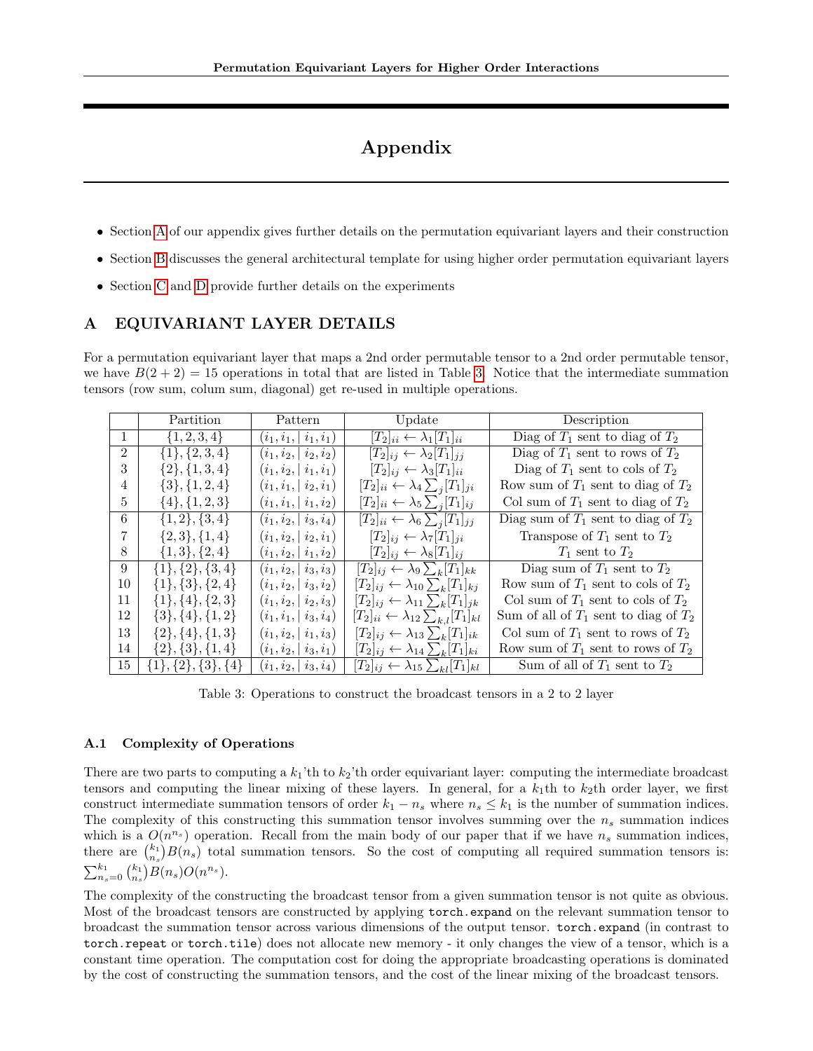# Appendix

- Section A of our appendix gives further details on the permutation equivariant layers and their construction
- Section B discusses the general architectural template for using higher order permutation equivariant layers
- Section C and D provide further details on the experiments

## A EQUIVARIANT LAYER DETAILS

For a permutation equivariant layer that maps a 2nd order permutable tensor to a 2nd order permutable tensor, we have $B(2+2) = 15$ operations in total that are listed in Table 3. Notice that the intermediate summation tensors (row sum, colum sum, diagonal) get re-used in multiple operations.

| | Partition | Pattern | Update | Description |
|---|---|---|---|---|
| 1 | $\{1,2,3,4\}$ | $(i_1, i_1, \mid i_1, i_1)$ | $[T_2]_{ii} \leftarrow \lambda_1 [T_1]_{ii}$ | Diag of $T_1$ sent to diag of $T_2$ |
| 2 | $\{1\},\{2,3,4\}$ | $(i_1, i_2, \mid i_2, i_2)$ | $[T_2]_{ij} \leftarrow \lambda_2 [T_1]_{jj}$ | Diag of $T_1$ sent to rows of $T_2$ |
| 3 | $\{2\},\{1,3,4\}$ | $(i_1, i_2, \mid i_1, i_1)$ | $[T_2]_{ij} \leftarrow \lambda_3 [T_1]_{ii}$ | Diag of $T_1$ sent to cols of $T_2$ |
| 4 | $\{3\},\{1,2,4\}$ | $(i_1, i_1, \mid i_2, i_1)$ | $[T_2]_{ii} \leftarrow \lambda_4 \sum_j [T_1]_{ji}$ | Row sum of $T_1$ sent to diag of $T_2$ |
| 5 | $\{4\},\{1,2,3\}$ | $(i_1, i_1, \mid i_1, i_2)$ | $[T_2]_{ii} \leftarrow \lambda_5 \sum_j [T_1]_{ij}$ | Col sum of $T_1$ sent to diag of $T_2$ |
| 6 | $\{1,2\},\{3,4\}$ | $(i_1, i_2, \mid i_3, i_4)$ | $[T_2]_{ii} \leftarrow \lambda_6 \sum_j [T_1]_{jj}$ | Diag sum of $T_1$ sent to diag of $T_2$ |
| 7 | $\{2,3\},\{1,4\}$ | $(i_1, i_2, \mid i_2, i_1)$ | $[T_2]_{ij} \leftarrow \lambda_7 [T_1]_{ji}$ | Transpose of $T_1$ sent to $T_2$ |
| 8 | $\{1,3\},\{2,4\}$ | $(i_1, i_2, \mid i_1, i_2)$ | $[T_2]_{ij} \leftarrow \lambda_8 [T_1]_{ij}$ | $T_1$ sent to $T_2$ |
| 9 | $\{1\},\{2\},\{3,4\}$ | $(i_1, i_2, \mid i_3, i_3)$ | $[T_2]_{ij} \leftarrow \lambda_9 \sum_k [T_1]_{kk}$ | Diag sum of $T_1$ sent to $T_2$ |
| 10 | $\{1\},\{3\},\{2,4\}$ | $(i_1, i_2, \mid i_3, i_2)$ | $[T_2]_{ij} \leftarrow \lambda_{10} \sum_k [T_1]_{kj}$ | Row sum of $T_1$ sent to cols of $T_2$ |
| 11 | $\{1\},\{4\},\{2,3\}$ | $(i_1, i_2, \mid i_2, i_3)$ | $[T_2]_{ij} \leftarrow \lambda_{11} \sum_k [T_1]_{jk}$ | Col sum of $T_1$ sent to cols of $T_2$ |
| 12 | $\{3\},\{4\},\{1,2\}$ | $(i_1, i_1, \mid i_3, i_4)$ | $[T_2]_{ii} \leftarrow \lambda_{12} \sum_{k,l} [T_1]_{kl}$ | Sum of all of $T_1$ sent to diag of $T_2$ |
| 13 | $\{2\},\{4\},\{1,3\}$ | $(i_1, i_2, \mid i_1, i_3)$ | $[T_2]_{ij} \leftarrow \lambda_{13} \sum_k [T_1]_{ik}$ | Col sum of $T_1$ sent to rows of $T_2$ |
| 14 | $\{2\},\{3\},\{1,4\}$ | $(i_1, i_2, \mid i_3, i_1)$ | $[T_2]_{ij} \leftarrow \lambda_{14} \sum_k [T_1]_{ki}$ | Row sum of $T_1$ sent to rows of $T_2$ |
| 15 | $\{1\},\{2\},\{3\},\{4\}$ | $(i_1, i_2, \mid i_3, i_4)$ | $[T_2]_{ij} \leftarrow \lambda_{15} \sum_{kl} [T_1]_{kl}$ | Sum of all of $T_1$ sent to $T_2$ |

Table 3: Operations to construct the broadcast tensors in a 2 to 2 layer

### A.1 Complexity of Operations

There are two parts to computing a $k_1$'th to $k_2$'th order equivariant layer: computing the intermediate broadcast tensors and computing the linear mixing of these layers. In general, for a $k_1$th to $k_2$th order layer, we first construct intermediate summation tensors of order $k_1 - n_s$ where $n_s \leq k_1$ is the number of summation indices. The complexity of this constructing this summation tensor involves summing over the $n_s$ summation indices which is a $O(n^{n_s})$ operation. Recall from the main body of our paper that if we have $n_s$ summation indices, there are $\binom{k_1}{n_s} B(n_s)$ total summation tensors. So the cost of computing all required summation tensors is: $\sum_{n_s=0}^{k_1} \binom{k_1}{n_s} B(n_s) O(n^{n_s})$.

The complexity of the constructing the broadcast tensor from a given summation tensor is not quite as obvious. Most of the broadcast tensors are constructed by applying `torch.expand` on the relevant summation tensor to broadcast the summation tensor across various dimensions of the output tensor. `torch.expand` (in contrast to `torch.repeat` or `torch.tile`) does not allocate new memory - it only changes the view of a tensor, which is a constant time operation. The computation cost for doing the appropriate broadcasting operations is dominated by the cost of constructing the summation tensors, and the cost of the linear mixing of the broadcast tensors.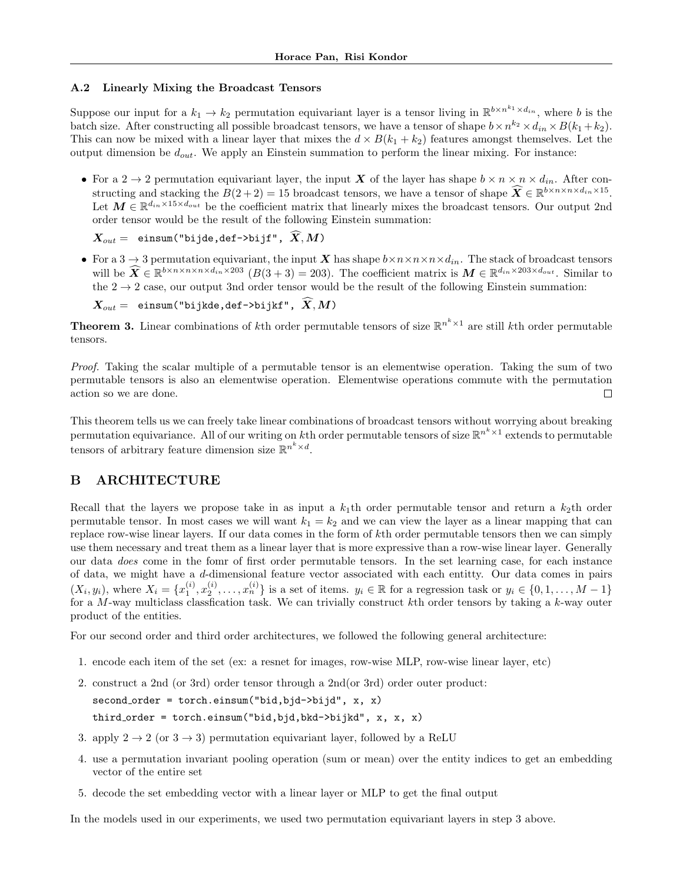### A.2 Linearly Mixing the Broadcast Tensors

Suppose our input for a $k_1 \to k_2$ permutation equivariant layer is a tensor living in $\mathbb{R}^{b \times n^{k_1} \times d_{in}}$, where $b$ is the batch size. After constructing all possible broadcast tensors, we have a tensor of shape $b \times n^{k_2} \times d_{in} \times B(k_1 + k_2)$. This can now be mixed with a linear layer that mixes the $d \times B(k_1 + k_2)$ features amongst themselves. Let the output dimension be $d_{out}$. We apply an Einstein summation to perform the linear mixing. For instance:

- For a $2 \to 2$ permutation equivariant layer, the input $\boldsymbol{X}$ of the layer has shape $b \times n \times n \times d_{in}$. After constructing and stacking the $B(2+2) = 15$ broadcast tensors, we have a tensor of shape $\widehat{\boldsymbol{X}} \in \mathbb{R}^{b \times n \times n \times d_{in} \times 15}$. Let $\boldsymbol{M} \in \mathbb{R}^{d_{in} \times 15 \times d_{out}}$ be the coefficient matrix that linearly mixes the broadcast tensors. Our output 2nd order tensor would be the result of the following Einstein summation:

  $\boldsymbol{X}_{out} =$ `einsum("bijde,def->bijf",` $\widehat{\boldsymbol{X}}, \boldsymbol{M}$`)`

- For a $3 \to 3$ permutation equivariant, the input $\boldsymbol{X}$ has shape $b \times n \times n \times n \times d_{in}$. The stack of broadcast tensors will be $\widehat{\boldsymbol{X}} \in \mathbb{R}^{b \times n \times n \times n \times d_{in} \times 203}$ ($B(3+3) = 203$). The coefficient matrix is $\boldsymbol{M} \in \mathbb{R}^{d_{in} \times 203 \times d_{out}}$. Similar to the $2 \to 2$ case, our output 3nd order tensor would be the result of the following Einstein summation:

  $\boldsymbol{X}_{out} =$ `einsum("bijkde,def->bijkf",` $\widehat{\boldsymbol{X}}, \boldsymbol{M}$`)`

**Theorem 3.** Linear combinations of $k$th order permutable tensors of size $\mathbb{R}^{n^k \times 1}$ are still $k$th order permutable tensors.

*Proof.* Taking the scalar multiple of a permutable tensor is an elementwise operation. Taking the sum of two permutable tensors is also an elementwise operation. Elementwise operations commute with the permutation action so we are done. ∎

This theorem tells us we can freely take linear combinations of broadcast tensors without worrying about breaking permutation equivariance. All of our writing on $k$th order permutable tensors of size $\mathbb{R}^{n^k \times 1}$ extends to permutable tensors of arbitrary feature dimension size $\mathbb{R}^{n^k \times d}$.

## B ARCHITECTURE

Recall that the layers we propose take in as input a $k_1$th order permutable tensor and return a $k_2$th order permutable tensor. In most cases we will want $k_1 = k_2$ and we can view the layer as a linear mapping that can replace row-wise linear layers. If our data comes in the form of $k$th order permutable tensors then we can simply use them necessary and treat them as a linear layer that is more expressive than a row-wise linear layer. Generally our data *does* come in the fomr of first order permutable tensors. In the set learning case, for each instance of data, we might have a $d$-dimensional feature vector associated with each entitty. Our data comes in pairs $(X_i, y_i)$, where $X_i = \{x_1^{(i)}, x_2^{(i)}, \ldots, x_n^{(i)}\}$ is a set of items. $y_i \in \mathbb{R}$ for a regression task or $y_i \in \{0, 1, \ldots, M-1\}$ for a $M$-way multiclass classfication task. We can trivially construct $k$th order tensors by taking a $k$-way outer product of the entities.

For our second order and third order architectures, we followed the following general architecture:

1. encode each item of the set (ex: a resnet for images, row-wise MLP, row-wise linear layer, etc)
2. construct a 2nd (or 3rd) order tensor through a 2nd(or 3rd) order outer product:
   ```
   second_order = torch.einsum("bid,bjd->bijd", x, x)
   third_order = torch.einsum("bid,bjd,bkd->bijkd", x, x, x)
   ```
3. apply $2 \to 2$ (or $3 \to 3$) permutation equivariant layer, followed by a ReLU
4. use a permutation invariant pooling operation (sum or mean) over the entity indices to get an embedding vector of the entire set
5. decode the set embedding vector with a linear layer or MLP to get the final output

In the models used in our experiments, we used two permutation equivariant layers in step 3 above.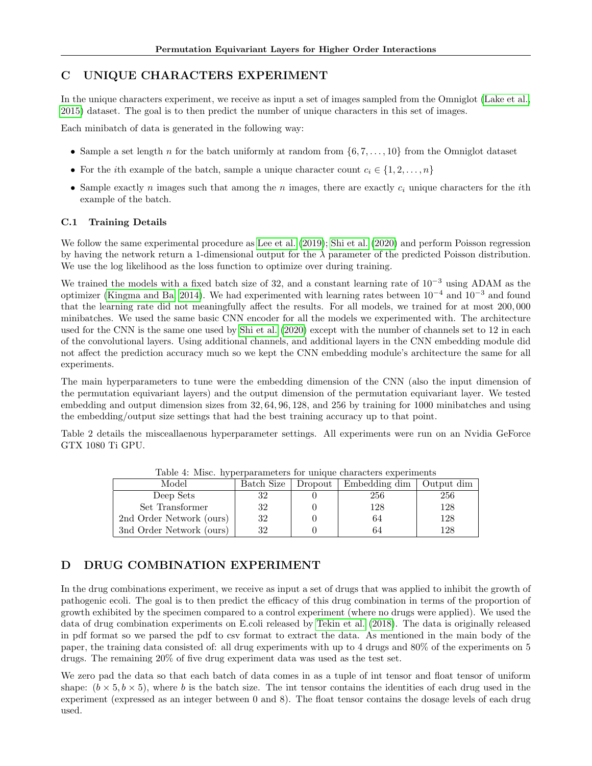## C UNIQUE CHARACTERS EXPERIMENT

In the unique characters experiment, we receive as input a set of images sampled from the Omniglot (Lake et al., 2015) dataset. The goal is to then predict the number of unique characters in this set of images.

Each minibatch of data is generated in the following way:

- Sample a set length $n$ for the batch uniformly at random from $\{6, 7, \ldots, 10\}$ from the Omniglot dataset
- For the $i$th example of the batch, sample a unique character count $c_i \in \{1, 2, \ldots, n\}$
- Sample exactly $n$ images such that among the $n$ images, there are exactly $c_i$ unique characters for the $i$th example of the batch.

### C.1 Training Details

We follow the same experimental procedure as Lee et al. (2019); Shi et al. (2020) and perform Poisson regression by having the network return a 1-dimensional output for the $\lambda$ parameter of the predicted Poisson distribution. We use the log likelihood as the loss function to optimize over during training.

We trained the models with a fixed batch size of 32, and a constant learning rate of $10^{-3}$ using ADAM as the optimizer (Kingma and Ba, 2014). We had experimented with learning rates between $10^{-4}$ and $10^{-3}$ and found that the learning rate did not meaningfully affect the results. For all models, we trained for at most 200,000 minibatches. We used the same basic CNN encoder for all the models we experimented with. The architecture used for the CNN is the same one used by Shi et al. (2020) except with the number of channels set to 12 in each of the convolutional layers. Using additional channels, and additional layers in the CNN embedding module did not affect the prediction accuracy much so we kept the CNN embedding module's architecture the same for all experiments.

The main hyperparameters to tune were the embedding dimension of the CNN (also the input dimension of the permutation equivariant layers) and the output dimension of the permutation equivariant layer. We tested embedding and output dimension sizes from 32, 64, 96, 128, and 256 by training for 1000 minibatches and using the embedding/output size settings that had the best training accuracy up to that point.

Table 2 details the misceallaenous hyperparameter settings. All experiments were run on an Nvidia GeForce GTX 1080 Ti GPU.

Table 4: Misc. hyperparameters for unique characters experiments

| Model | Batch Size | Dropout | Embedding dim | Output dim |
|---|---|---|---|---|
| Deep Sets | 32 | 0 | 256 | 256 |
| Set Transformer | 32 | 0 | 128 | 128 |
| 2nd Order Network (ours) | 32 | 0 | 64 | 128 |
| 3nd Order Network (ours) | 32 | 0 | 64 | 128 |

## D DRUG COMBINATION EXPERIMENT

In the drug combinations experiment, we receive as input a set of drugs that was applied to inhibit the growth of pathogenic ecoli. The goal is to then predict the efficacy of this drug combination in terms of the proportion of growth exhibited by the specimen compared to a control experiment (where no drugs were applied). We used the data of drug combination experiments on E.coli released by Tekin et al. (2018). The data is originally released in pdf format so we parsed the pdf to csv format to extract the data. As mentioned in the main body of the paper, the training data consisted of: all drug experiments with up to 4 drugs and 80% of the experiments on 5 drugs. The remaining 20% of five drug experiment data was used as the test set.

We zero pad the data so that each batch of data comes in as a tuple of int tensor and float tensor of uniform shape: $(b \times 5, b \times 5)$, where $b$ is the batch size. The int tensor contains the identities of each drug used in the experiment (expressed as an integer between 0 and 8). The float tensor contains the dosage levels of each drug used.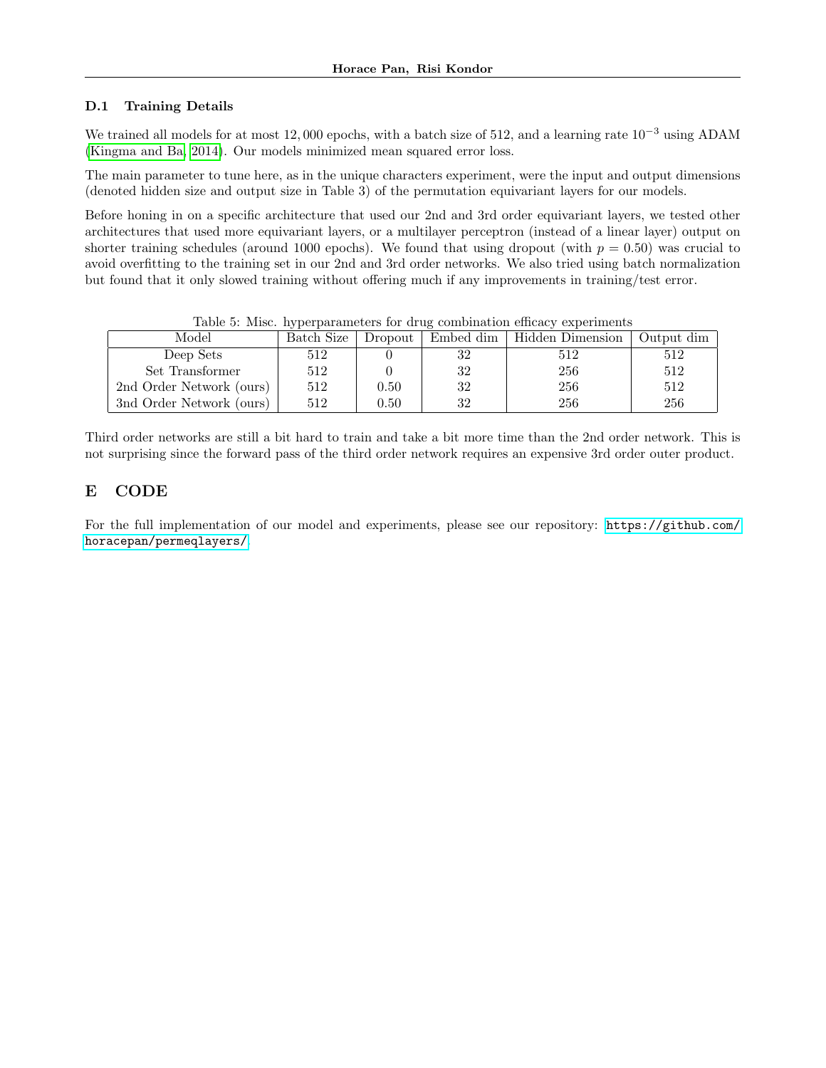### D.1 Training Details

We trained all models for at most 12,000 epochs, with a batch size of 512, and a learning rate $10^{-3}$ using ADAM (Kingma and Ba, 2014). Our models minimized mean squared error loss.

The main parameter to tune here, as in the unique characters experiment, were the input and output dimensions (denoted hidden size and output size in Table 3) of the permutation equivariant layers for our models.

Before honing in on a specific architecture that used our 2nd and 3rd order equivariant layers, we tested other architectures that used more equivariant layers, or a multilayer perceptron (instead of a linear layer) output on shorter training schedules (around 1000 epochs). We found that using dropout (with $p = 0.50$) was crucial to avoid overfitting to the training set in our 2nd and 3rd order networks. We also tried using batch normalization but found that it only slowed training without offering much if any improvements in training/test error.

Table 5: Misc. hyperparameters for drug combination efficacy experiments

| Model | Batch Size | Dropout | Embed dim | Hidden Dimension | Output dim |
|---|---|---|---|---|---|
| Deep Sets | 512 | 0 | 32 | 512 | 512 |
| Set Transformer | 512 | 0 | 32 | 256 | 512 |
| 2nd Order Network (ours) | 512 | 0.50 | 32 | 256 | 512 |
| 3nd Order Network (ours) | 512 | 0.50 | 32 | 256 | 256 |

Third order networks are still a bit hard to train and take a bit more time than the 2nd order network. This is not surprising since the forward pass of the third order network requires an expensive 3rd order outer product.

## E CODE

For the full implementation of our model and experiments, please see our repository: https://github.com/horacepan/permeqlayers/.